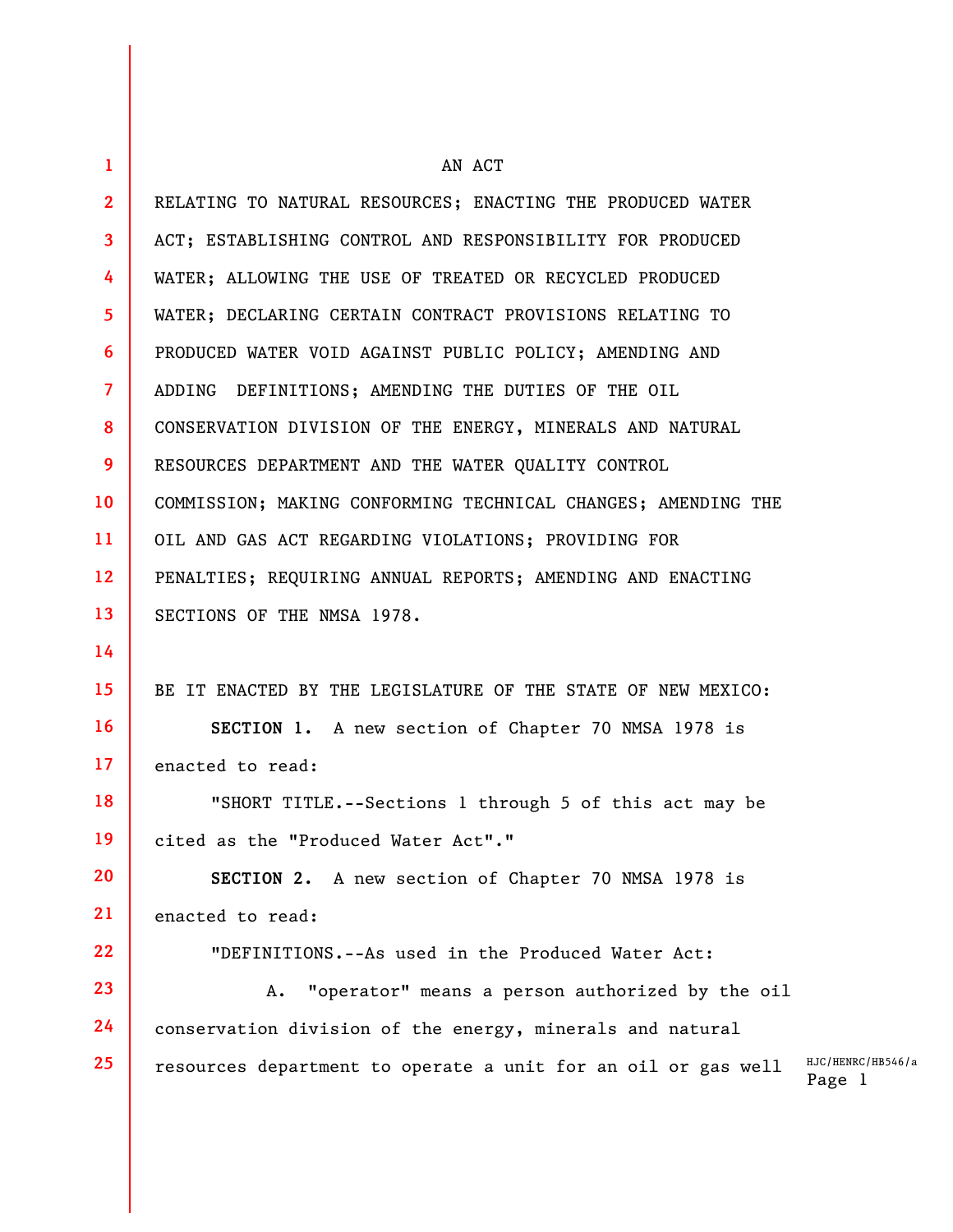AN ACT

RELATING TO NATURAL RESOURCES; ENACTING THE PRODUCED WATER ACT; ESTABLISHING CONTROL AND RESPONSIBILITY FOR PRODUCED WATER; ALLOWING THE USE OF TREATED OR RECYCLED PRODUCED WATER; DECLARING CERTAIN CONTRACT PROVISIONS RELATING TO PRODUCED WATER VOID AGAINST PUBLIC POLICY; AMENDING AND ADDING DEFINITIONS; AMENDING THE DUTIES OF THE OIL CONSERVATION DIVISION OF THE ENERGY, MINERALS AND NATURAL RESOURCES DEPARTMENT AND THE WATER QUALITY CONTROL COMMISSION; MAKING CONFORMING TECHNICAL CHANGES; AMENDING THE OIL AND GAS ACT REGARDING VIOLATIONS; PROVIDING FOR PENALTIES; REQUIRING ANNUAL REPORTS; AMENDING AND ENACTING SECTIONS OF THE NMSA 1978.

BE IT ENACTED BY THE LEGISLATURE OF THE STATE OF NEW MEXICO:

**SECTION 1.** A new section of Chapter 70 NMSA 1978 is enacted to read:

"SHORT TITLE.--Sections 1 through 5 of this act may be cited as the "Produced Water Act"."

**SECTION 2.** A new section of Chapter 70 NMSA 1978 is enacted to read:

"DEFINITIONS.--As used in the Produced Water Act:

A. "operator" means a person authorized by the oil conservation division of the energy, minerals and natural resources department to operate a unit for an oil or gas well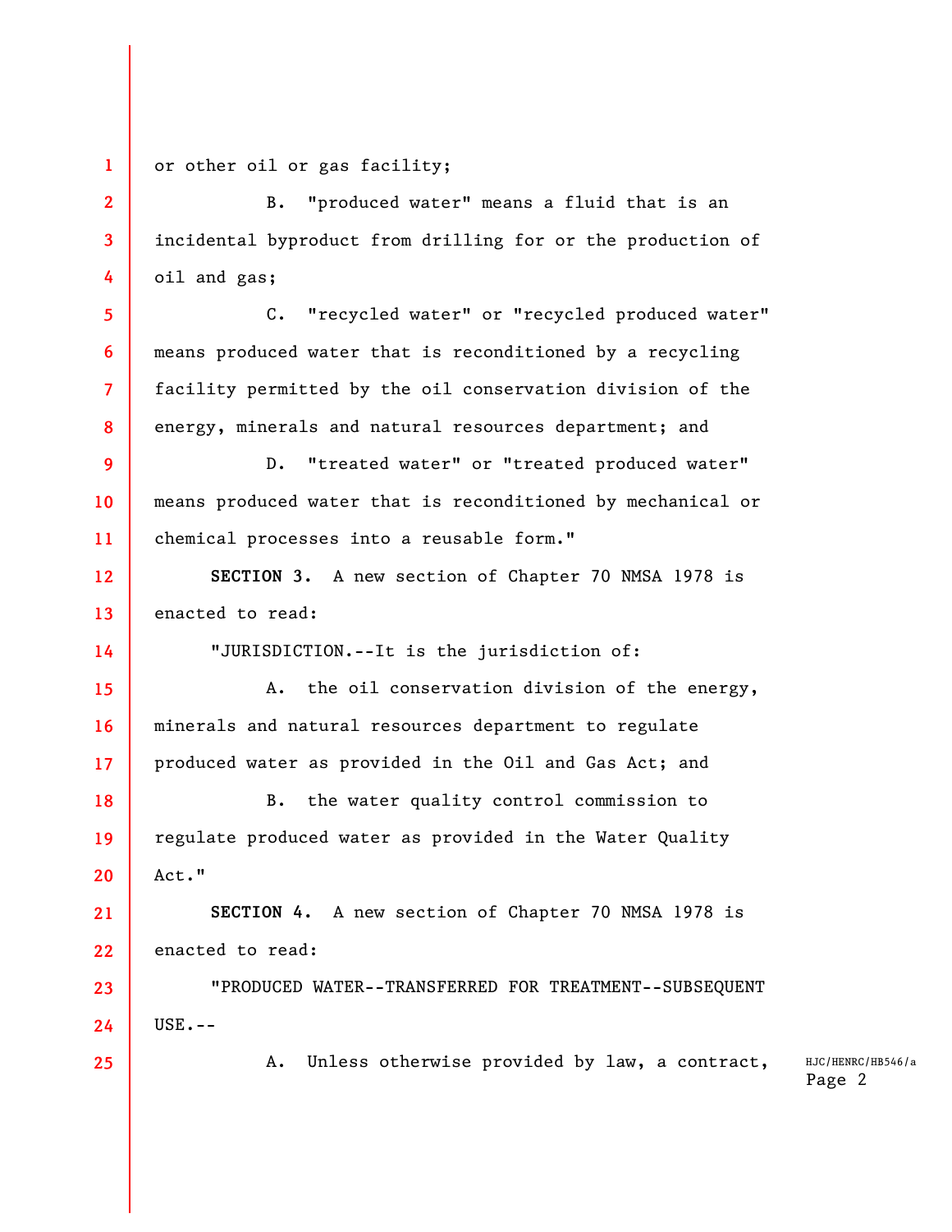or other oil or gas facility;

B. "produced water" means a fluid that is an incidental byproduct from drilling for or the production of oil and gas;

C. "recycled water" or "recycled produced water" means produced water that is reconditioned by a recycling facility permitted by the oil conservation division of the energy, minerals and natural resources department; and

D. "treated water" or "treated produced water" means produced water that is reconditioned by mechanical or chemical processes into a reusable form."

**SECTION 3.** A new section of Chapter 70 NMSA 1978 is enacted to read:

"JURISDICTION.--It is the jurisdiction of:

A. the oil conservation division of the energy, minerals and natural resources department to regulate produced water as provided in the Oil and Gas Act; and

B. the water quality control commission to regulate produced water as provided in the Water Quality Act."

**SECTION 4.** A new section of Chapter 70 NMSA 1978 is enacted to read:

"PRODUCED WATER--TRANSFERRED FOR TREATMENT--SUBSEQUENT USE.--

A. Unless otherwise provided by law, a contract,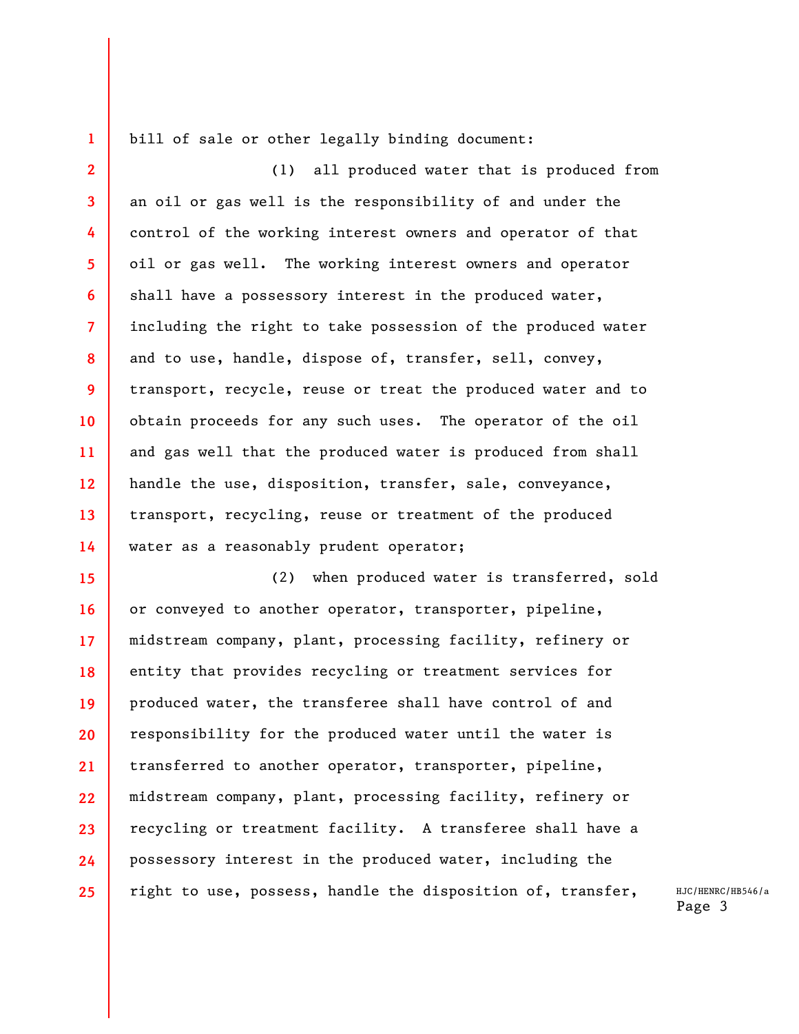bill of sale or other legally binding document:

(1) all produced water that is produced from an oil or gas well is the responsibility of and under the control of the working interest owners and operator of that oil or gas well. The working interest owners and operator shall have a possessory interest in the produced water, including the right to take possession of the produced water and to use, handle, dispose of, transfer, sell, convey, transport, recycle, reuse or treat the produced water and to obtain proceeds for any such uses. The operator of the oil and gas well that the produced water is produced from shall handle the use, disposition, transfer, sale, conveyance, transport, recycling, reuse or treatment of the produced water as a reasonably prudent operator;

(2) when produced water is transferred, sold or conveyed to another operator, transporter, pipeline, midstream company, plant, processing facility, refinery or entity that provides recycling or treatment services for produced water, the transferee shall have control of and responsibility for the produced water until the water is transferred to another operator, transporter, pipeline, midstream company, plant, processing facility, refinery or recycling or treatment facility. A transferee shall have a possessory interest in the produced water, including the right to use, possess, handle the disposition of, transfer,

HJC/HENRC/HB546/a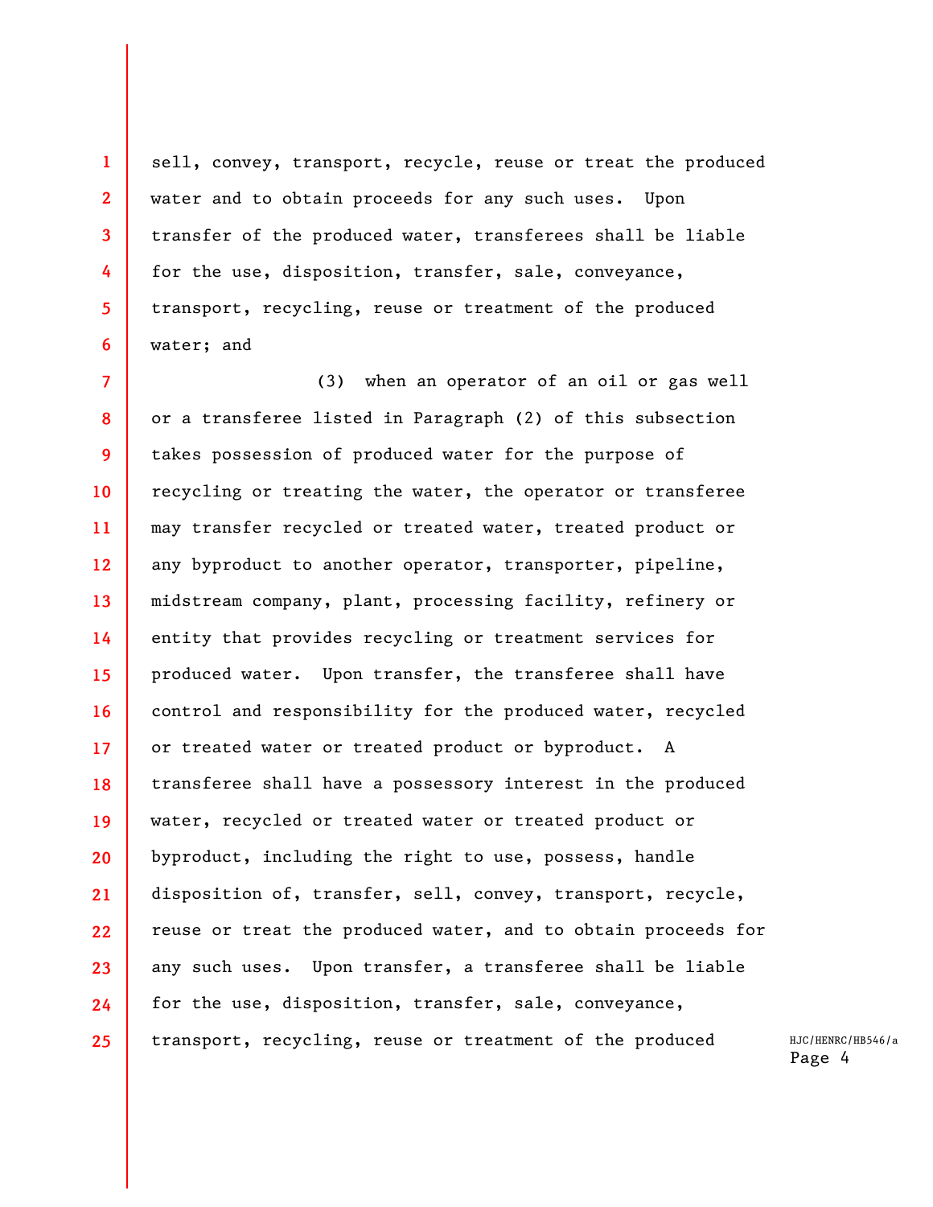sell, convey, transport, recycle, reuse or treat the produced water and to obtain proceeds for any such uses. Upon transfer of the produced water, transferees shall be liable for the use, disposition, transfer, sale, conveyance, transport, recycling, reuse or treatment of the produced water; and

(3) when an operator of an oil or gas well or a transferee listed in Paragraph (2) of this subsection takes possession of produced water for the purpose of recycling or treating the water, the operator or transferee may transfer recycled or treated water, treated product or any byproduct to another operator, transporter, pipeline, midstream company, plant, processing facility, refinery or entity that provides recycling or treatment services for produced water. Upon transfer, the transferee shall have control and responsibility for the produced water, recycled or treated water or treated product or byproduct. A transferee shall have a possessory interest in the produced water, recycled or treated water or treated product or byproduct, including the right to use, possess, handle disposition of, transfer, sell, convey, transport, recycle, reuse or treat the produced water, and to obtain proceeds for any such uses. Upon transfer, a transferee shall be liable for the use, disposition, transfer, sale, conveyance, transport, recycling, reuse or treatment of the produced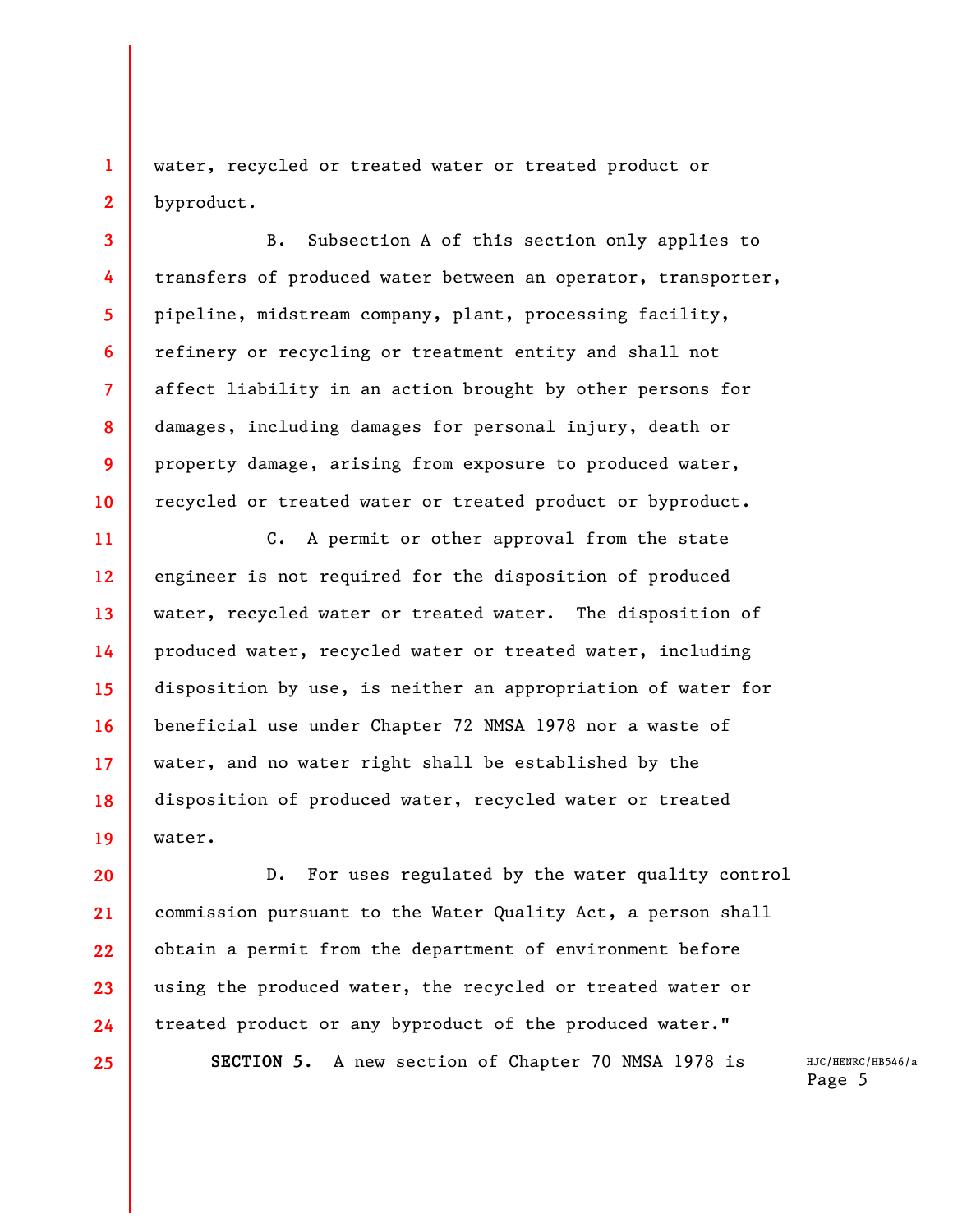water, recycled or treated water or treated product or byproduct.

B. Subsection A of this section only applies to transfers of produced water between an operator, transporter, pipeline, midstream company, plant, processing facility, refinery or recycling or treatment entity and shall not affect liability in an action brought by other persons for damages, including damages for personal injury, death or property damage, arising from exposure to produced water, recycled or treated water or treated product or byproduct.

C. A permit or other approval from the state engineer is not required for the disposition of produced water, recycled water or treated water. The disposition of produced water, recycled water or treated water, including disposition by use, is neither an appropriation of water for beneficial use under Chapter 72 NMSA 1978 nor a waste of water, and no water right shall be established by the disposition of produced water, recycled water or treated water.

D. For uses regulated by the water quality control commission pursuant to the Water Quality Act, a person shall obtain a permit from the department of environment before using the produced water, the recycled or treated water or treated product or any byproduct of the produced water."

**SECTION 5.** A new section of Chapter 70 NMSA 1978 is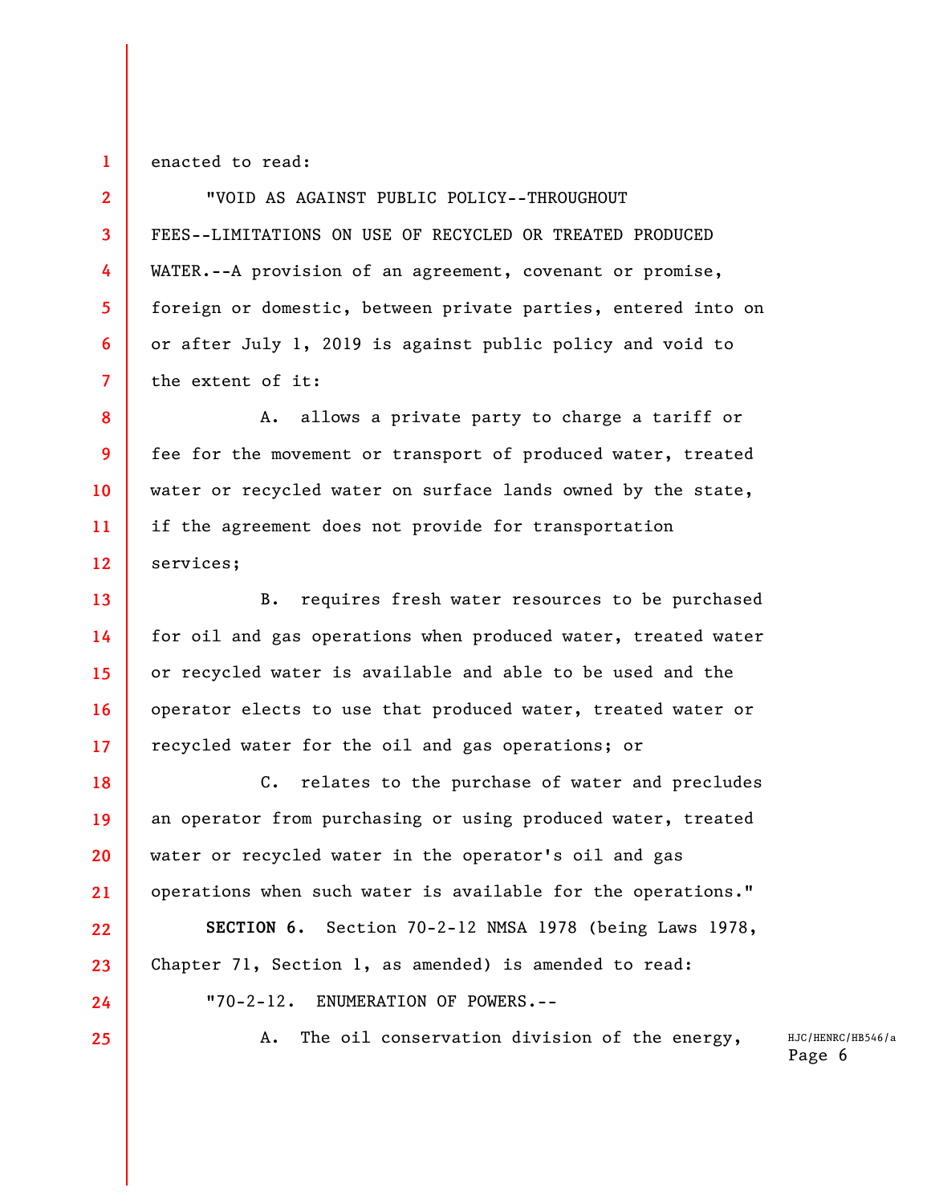enacted to read:

"VOID AS AGAINST PUBLIC POLICY--THROUGHOUT FEES--LIMITATIONS ON USE OF RECYCLED OR TREATED PRODUCED WATER.--A provision of an agreement, covenant or promise, foreign or domestic, between private parties, entered into on or after July 1, 2019 is against public policy and void to the extent of it:

A. allows a private party to charge a tariff or fee for the movement or transport of produced water, treated water or recycled water on surface lands owned by the state, if the agreement does not provide for transportation services;

B. requires fresh water resources to be purchased for oil and gas operations when produced water, treated water or recycled water is available and able to be used and the operator elects to use that produced water, treated water or recycled water for the oil and gas operations; or

C. relates to the purchase of water and precludes an operator from purchasing or using produced water, treated water or recycled water in the operator's oil and gas operations when such water is available for the operations."

**SECTION 6.** Section 70-2-12 NMSA 1978 (being Laws 1978, Chapter 71, Section 1, as amended) is amended to read:

"70-2-12. ENUMERATION OF POWERS.--

A. The oil conservation division of the energy,

HJC/HENRC/HB546/a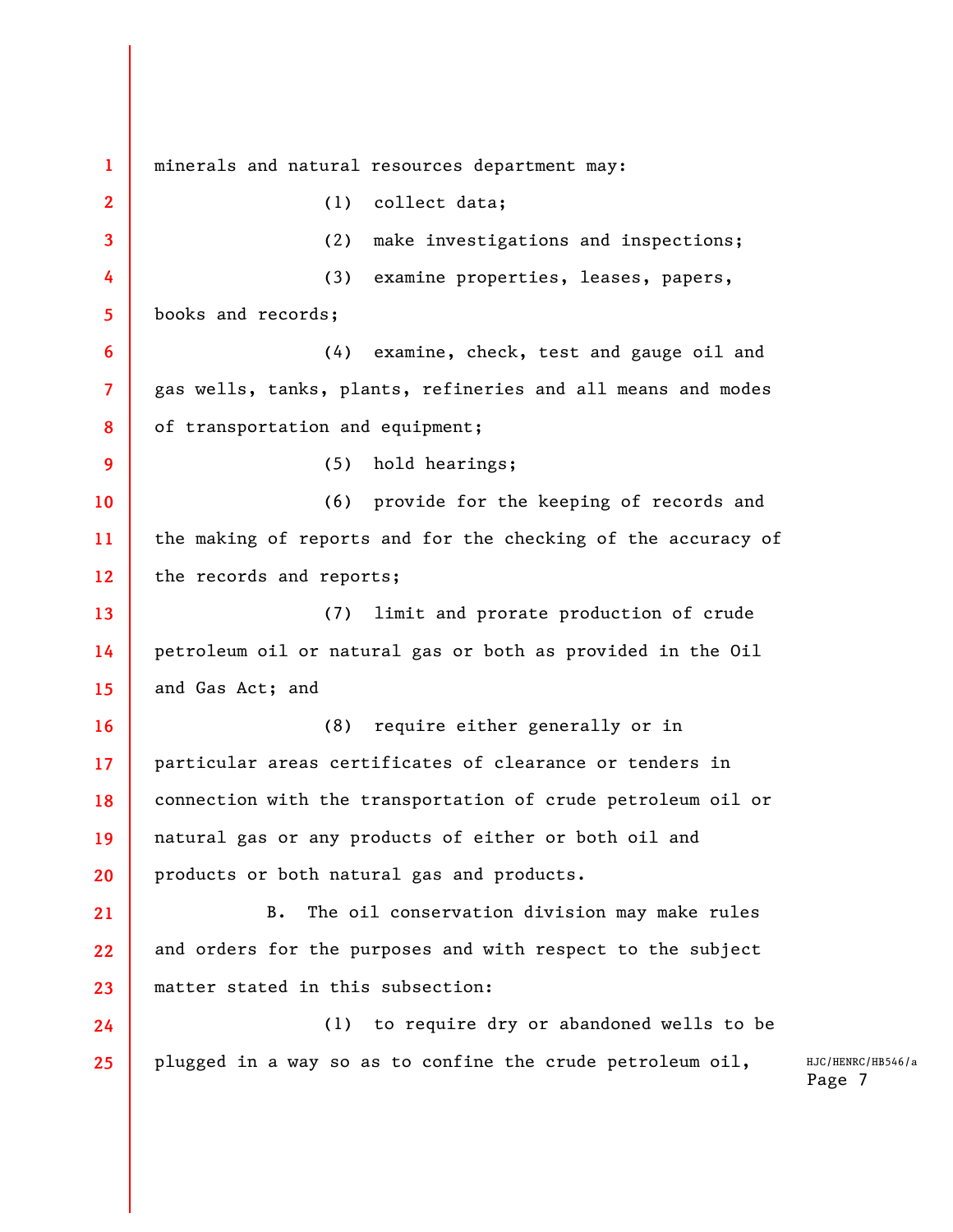minerals and natural resources department may:

(1) collect data;

(2) make investigations and inspections;

(3) examine properties, leases, papers, books and records;

(4) examine, check, test and gauge oil and gas wells, tanks, plants, refineries and all means and modes of transportation and equipment;

(5) hold hearings;

(6) provide for the keeping of records and the making of reports and for the checking of the accuracy of the records and reports;

(7) limit and prorate production of crude petroleum oil or natural gas or both as provided in the Oil and Gas Act; and

(8) require either generally or in particular areas certificates of clearance or tenders in connection with the transportation of crude petroleum oil or natural gas or any products of either or both oil and products or both natural gas and products.

B. The oil conservation division may make rules and orders for the purposes and with respect to the subject matter stated in this subsection:

(1) to require dry or abandoned wells to be plugged in a way so as to confine the crude petroleum oil,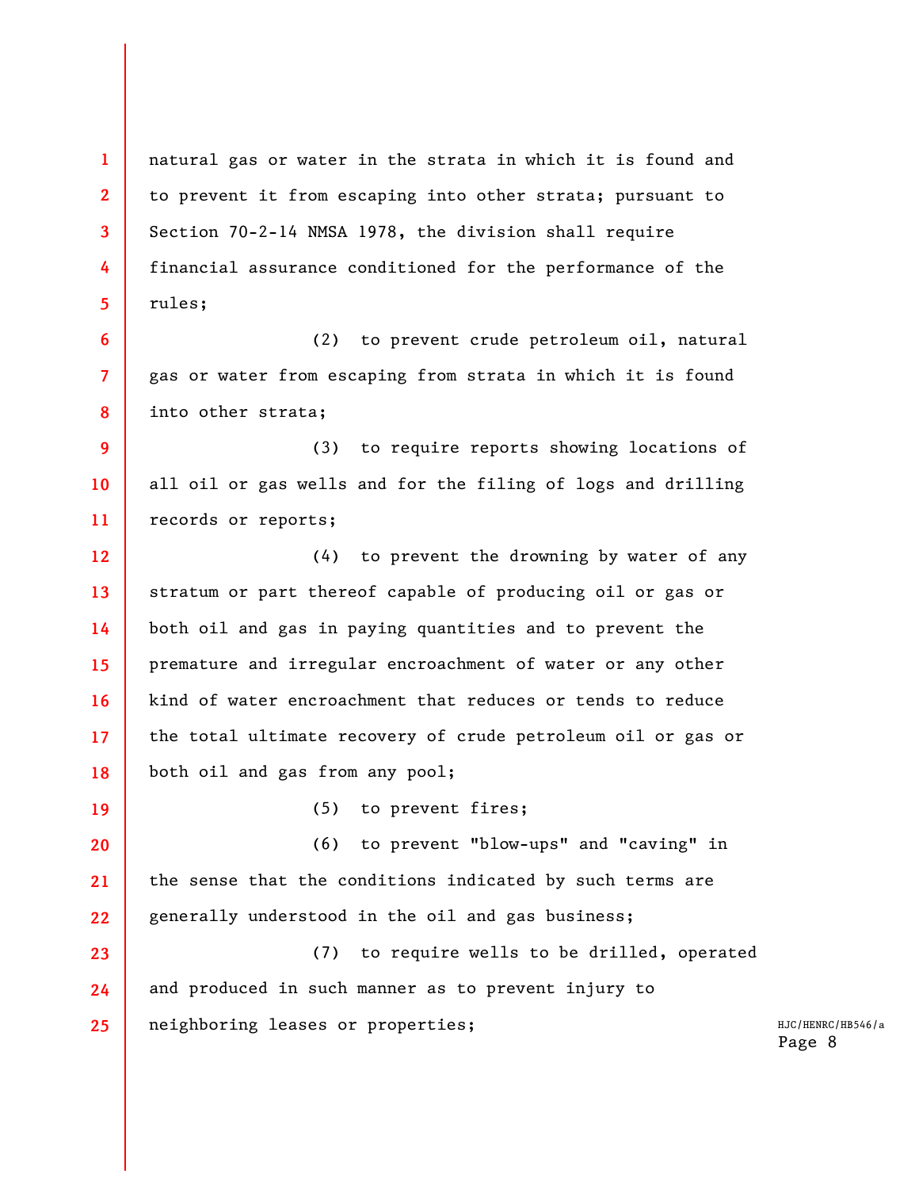natural gas or water in the strata in which it is found and to prevent it from escaping into other strata; pursuant to Section 70-2-14 NMSA 1978, the division shall require financial assurance conditioned for the performance of the rules;

(2) to prevent crude petroleum oil, natural gas or water from escaping from strata in which it is found into other strata;

(3) to require reports showing locations of all oil or gas wells and for the filing of logs and drilling records or reports;

(4) to prevent the drowning by water of any stratum or part thereof capable of producing oil or gas or both oil and gas in paying quantities and to prevent the premature and irregular encroachment of water or any other kind of water encroachment that reduces or tends to reduce the total ultimate recovery of crude petroleum oil or gas or both oil and gas from any pool;

(5) to prevent fires;

(6) to prevent "blow-ups" and "caving" in the sense that the conditions indicated by such terms are generally understood in the oil and gas business;

(7) to require wells to be drilled, operated and produced in such manner as to prevent injury to neighboring leases or properties;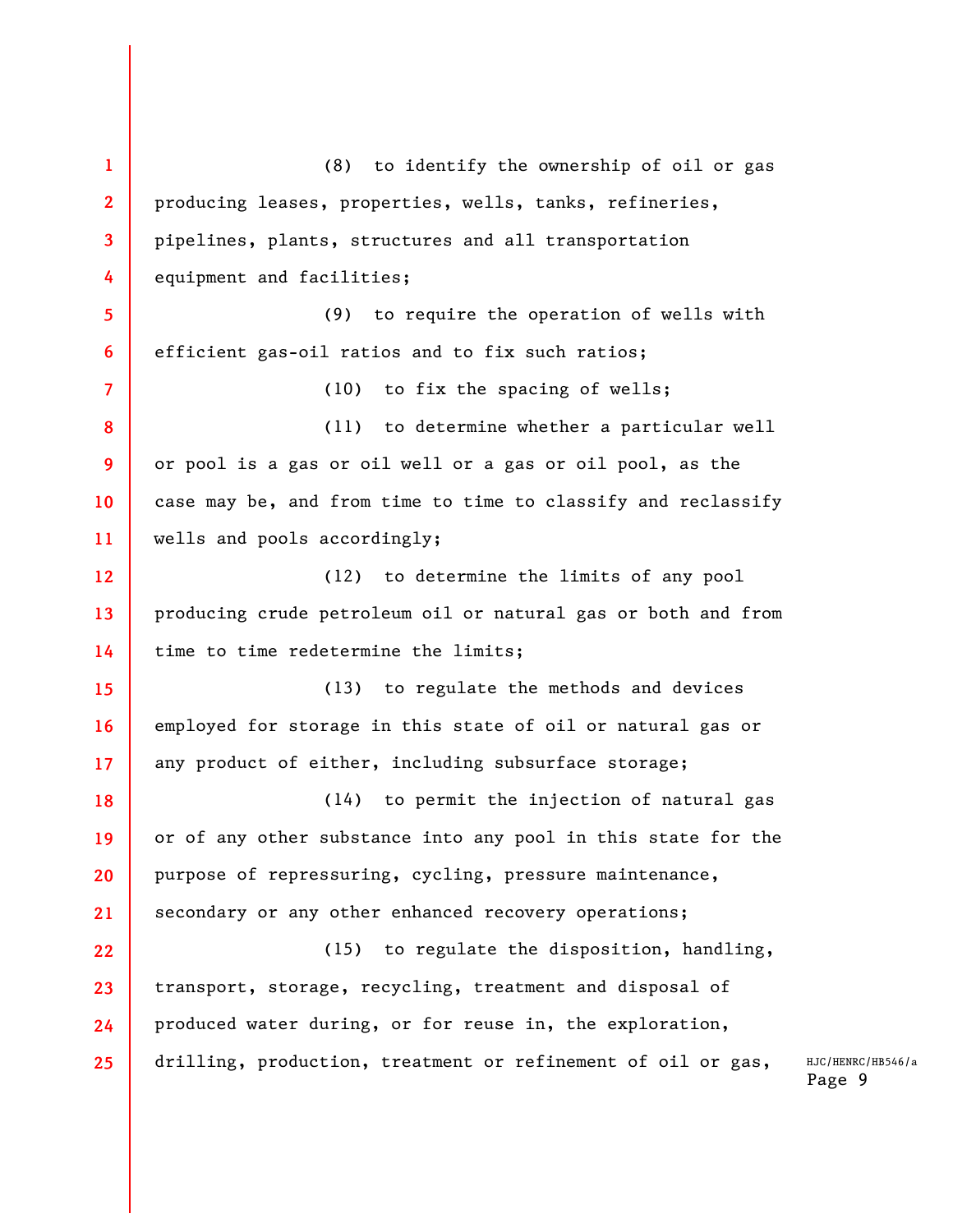(8) to identify the ownership of oil or gas producing leases, properties, wells, tanks, refineries, pipelines, plants, structures and all transportation equipment and facilities;

(9) to require the operation of wells with efficient gas-oil ratios and to fix such ratios;

(10) to fix the spacing of wells;

(11) to determine whether a particular well or pool is a gas or oil well or a gas or oil pool, as the case may be, and from time to time to classify and reclassify wells and pools accordingly;

(12) to determine the limits of any pool producing crude petroleum oil or natural gas or both and from time to time redetermine the limits;

(13) to regulate the methods and devices employed for storage in this state of oil or natural gas or any product of either, including subsurface storage;

(14) to permit the injection of natural gas or of any other substance into any pool in this state for the purpose of repressuring, cycling, pressure maintenance, secondary or any other enhanced recovery operations;

(15) to regulate the disposition, handling, transport, storage, recycling, treatment and disposal of produced water during, or for reuse in, the exploration, drilling, production, treatment or refinement of oil or gas,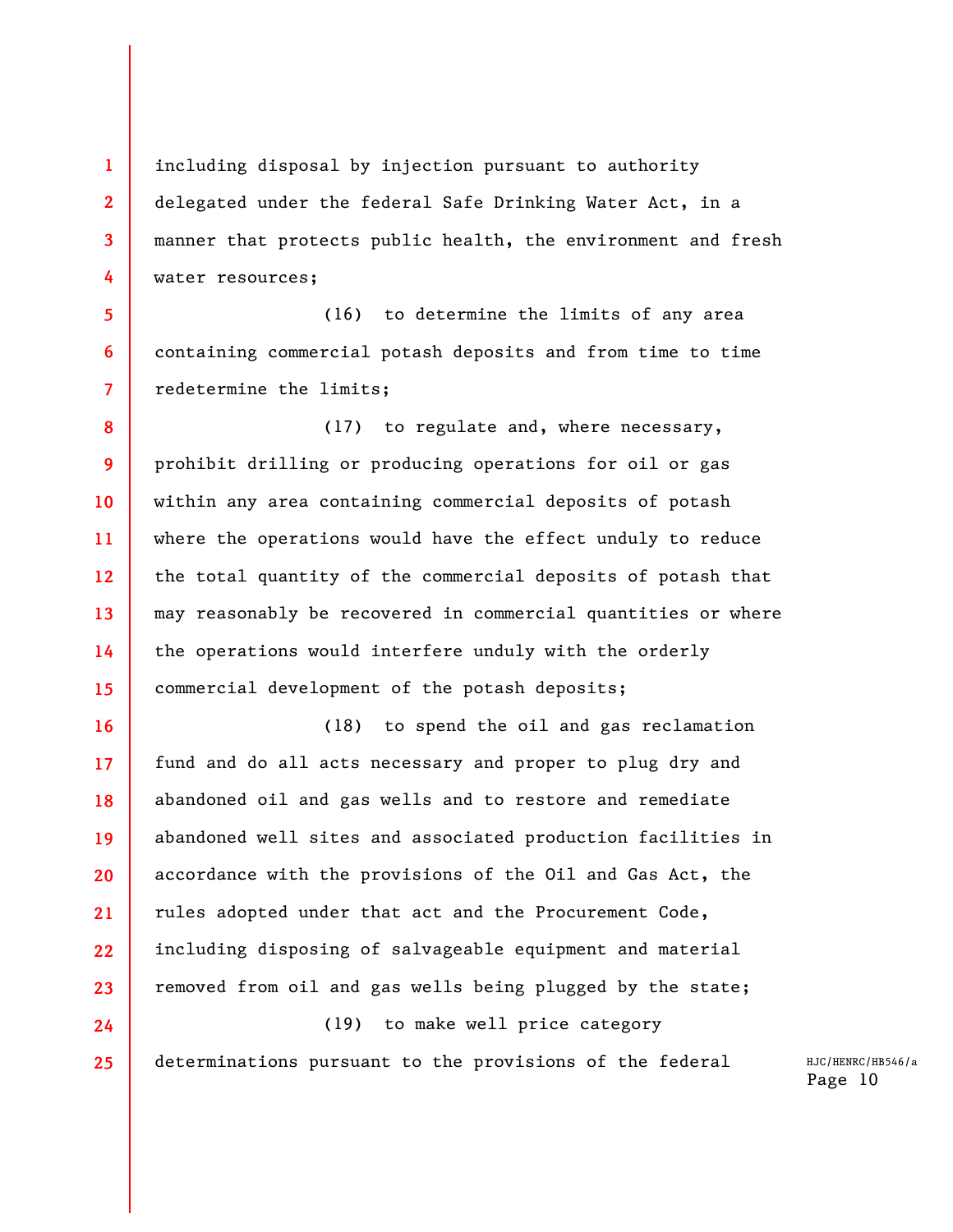including disposal by injection pursuant to authority delegated under the federal Safe Drinking Water Act, in a manner that protects public health, the environment and fresh water resources;

(16) to determine the limits of any area containing commercial potash deposits and from time to time redetermine the limits;

(17) to regulate and, where necessary, prohibit drilling or producing operations for oil or gas within any area containing commercial deposits of potash where the operations would have the effect unduly to reduce the total quantity of the commercial deposits of potash that may reasonably be recovered in commercial quantities or where the operations would interfere unduly with the orderly commercial development of the potash deposits;

(18) to spend the oil and gas reclamation fund and do all acts necessary and proper to plug dry and abandoned oil and gas wells and to restore and remediate abandoned well sites and associated production facilities in accordance with the provisions of the Oil and Gas Act, the rules adopted under that act and the Procurement Code, including disposing of salvageable equipment and material removed from oil and gas wells being plugged by the state;

(19) to make well price category determinations pursuant to the provisions of the federal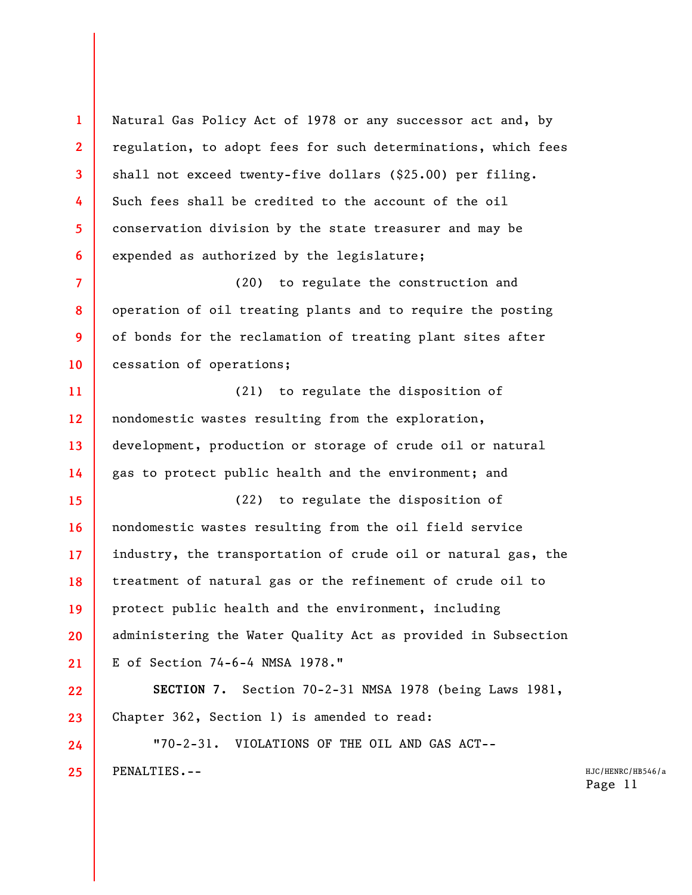Natural Gas Policy Act of 1978 or any successor act and, by regulation, to adopt fees for such determinations, which fees shall not exceed twenty-five dollars ($25.00) per filing. Such fees shall be credited to the account of the oil conservation division by the state treasurer and may be expended as authorized by the legislature;

(20) to regulate the construction and operation of oil treating plants and to require the posting of bonds for the reclamation of treating plant sites after cessation of operations;

(21) to regulate the disposition of nondomestic wastes resulting from the exploration, development, production or storage of crude oil or natural gas to protect public health and the environment; and

(22) to regulate the disposition of nondomestic wastes resulting from the oil field service industry, the transportation of crude oil or natural gas, the treatment of natural gas or the refinement of crude oil to protect public health and the environment, including administering the Water Quality Act as provided in Subsection E of Section 74-6-4 NMSA 1978."

**SECTION 7.** Section 70-2-31 NMSA 1978 (being Laws 1981, Chapter 362, Section 1) is amended to read:

"70-2-31. VIOLATIONS OF THE OIL AND GAS ACT--PENALTIES.--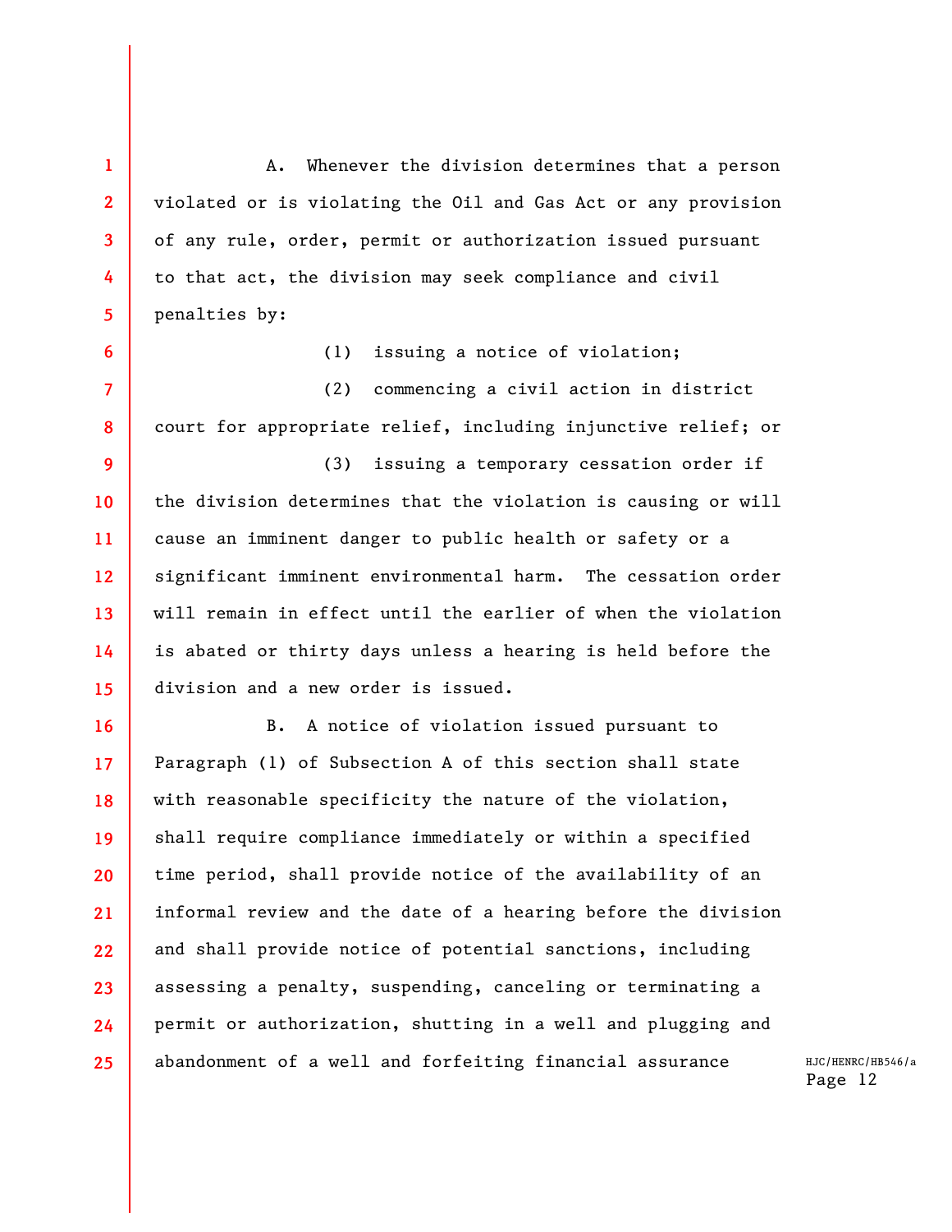A. Whenever the division determines that a person violated or is violating the Oil and Gas Act or any provision of any rule, order, permit or authorization issued pursuant to that act, the division may seek compliance and civil penalties by:

(1) issuing a notice of violation;

(2) commencing a civil action in district court for appropriate relief, including injunctive relief; or

(3) issuing a temporary cessation order if the division determines that the violation is causing or will cause an imminent danger to public health or safety or a significant imminent environmental harm. The cessation order will remain in effect until the earlier of when the violation is abated or thirty days unless a hearing is held before the division and a new order is issued.

B. A notice of violation issued pursuant to Paragraph (1) of Subsection A of this section shall state with reasonable specificity the nature of the violation, shall require compliance immediately or within a specified time period, shall provide notice of the availability of an informal review and the date of a hearing before the division and shall provide notice of potential sanctions, including assessing a penalty, suspending, canceling or terminating a permit or authorization, shutting in a well and plugging and abandonment of a well and forfeiting financial assurance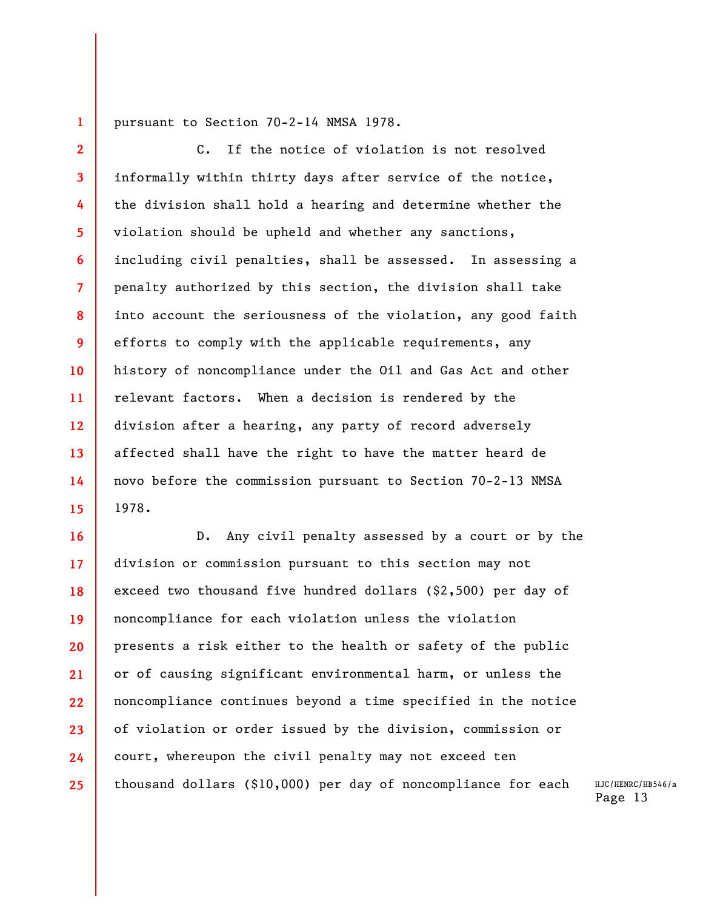pursuant to Section 70-2-14 NMSA 1978.

C. If the notice of violation is not resolved informally within thirty days after service of the notice, the division shall hold a hearing and determine whether the violation should be upheld and whether any sanctions, including civil penalties, shall be assessed. In assessing a penalty authorized by this section, the division shall take into account the seriousness of the violation, any good faith efforts to comply with the applicable requirements, any history of noncompliance under the Oil and Gas Act and other relevant factors. When a decision is rendered by the division after a hearing, any party of record adversely affected shall have the right to have the matter heard de novo before the commission pursuant to Section 70-2-13 NMSA 1978.

D. Any civil penalty assessed by a court or by the division or commission pursuant to this section may not exceed two thousand five hundred dollars ($2,500) per day of noncompliance for each violation unless the violation presents a risk either to the health or safety of the public or of causing significant environmental harm, or unless the noncompliance continues beyond a time specified in the notice of violation or order issued by the division, commission or court, whereupon the civil penalty may not exceed ten thousand dollars ($10,000) per day of noncompliance for each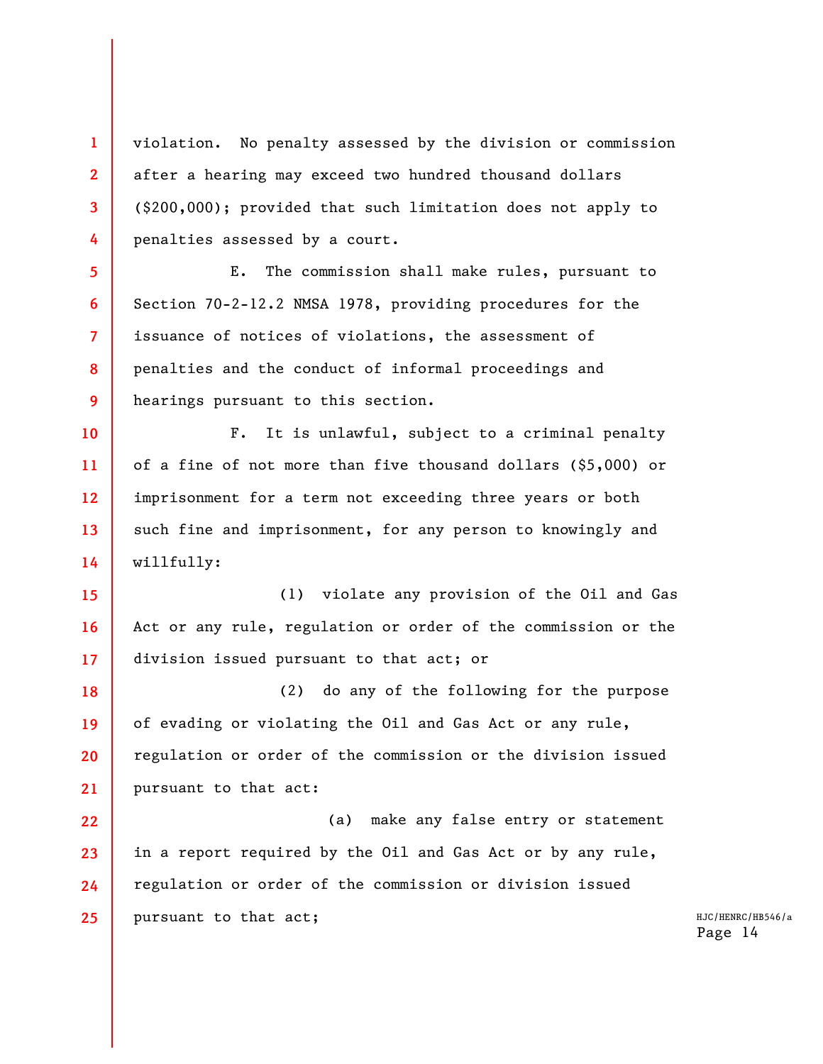violation. No penalty assessed by the division or commission after a hearing may exceed two hundred thousand dollars ($200,000); provided that such limitation does not apply to penalties assessed by a court.

E. The commission shall make rules, pursuant to Section 70-2-12.2 NMSA 1978, providing procedures for the issuance of notices of violations, the assessment of penalties and the conduct of informal proceedings and hearings pursuant to this section.

F. It is unlawful, subject to a criminal penalty of a fine of not more than five thousand dollars ($5,000) or imprisonment for a term not exceeding three years or both such fine and imprisonment, for any person to knowingly and willfully:

(1) violate any provision of the Oil and Gas Act or any rule, regulation or order of the commission or the division issued pursuant to that act; or

(2) do any of the following for the purpose of evading or violating the Oil and Gas Act or any rule, regulation or order of the commission or the division issued pursuant to that act:

(a) make any false entry or statement in a report required by the Oil and Gas Act or by any rule, regulation or order of the commission or division issued pursuant to that act;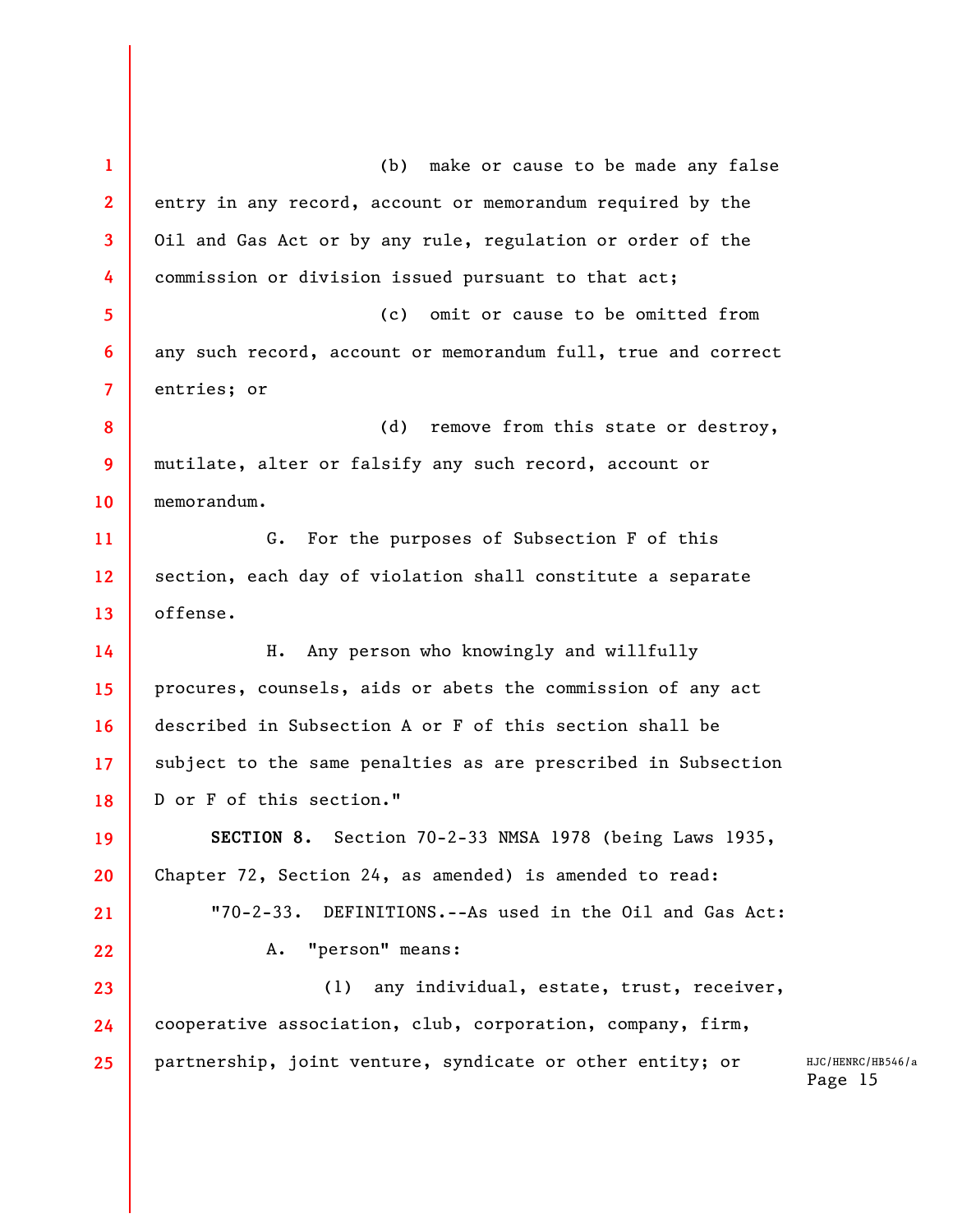(b) make or cause to be made any false entry in any record, account or memorandum required by the Oil and Gas Act or by any rule, regulation or order of the commission or division issued pursuant to that act;

(c) omit or cause to be omitted from any such record, account or memorandum full, true and correct entries; or

(d) remove from this state or destroy, mutilate, alter or falsify any such record, account or memorandum.

G. For the purposes of Subsection F of this section, each day of violation shall constitute a separate offense.

H. Any person who knowingly and willfully procures, counsels, aids or abets the commission of any act described in Subsection A or F of this section shall be subject to the same penalties as are prescribed in Subsection D or F of this section."

**SECTION 8.** Section 70-2-33 NMSA 1978 (being Laws 1935, Chapter 72, Section 24, as amended) is amended to read:

"70-2-33. DEFINITIONS.--As used in the Oil and Gas Act:

A. "person" means:

(1) any individual, estate, trust, receiver, cooperative association, club, corporation, company, firm, partnership, joint venture, syndicate or other entity; or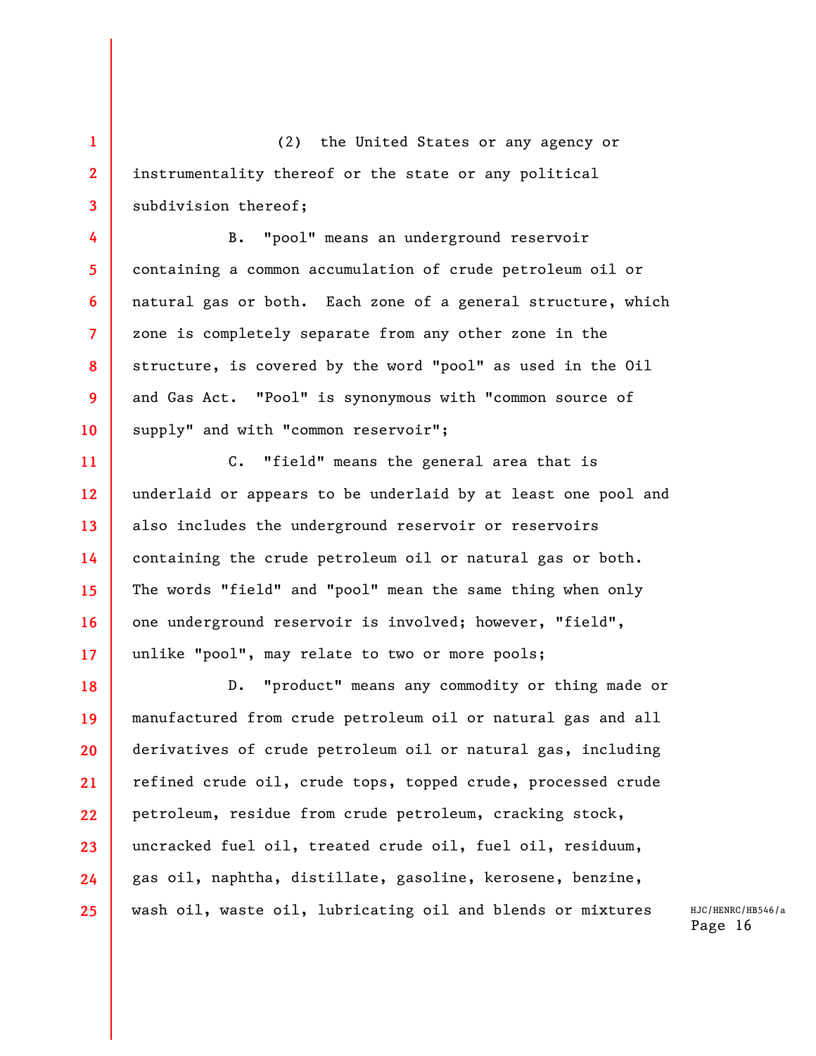(2) the United States or any agency or instrumentality thereof or the state or any political subdivision thereof;

B. "pool" means an underground reservoir containing a common accumulation of crude petroleum oil or natural gas or both. Each zone of a general structure, which zone is completely separate from any other zone in the structure, is covered by the word "pool" as used in the Oil and Gas Act. "Pool" is synonymous with "common source of supply" and with "common reservoir";

C. "field" means the general area that is underlaid or appears to be underlaid by at least one pool and also includes the underground reservoir or reservoirs containing the crude petroleum oil or natural gas or both. The words "field" and "pool" mean the same thing when only one underground reservoir is involved; however, "field", unlike "pool", may relate to two or more pools;

D. "product" means any commodity or thing made or manufactured from crude petroleum oil or natural gas and all derivatives of crude petroleum oil or natural gas, including refined crude oil, crude tops, topped crude, processed crude petroleum, residue from crude petroleum, cracking stock, uncracked fuel oil, treated crude oil, fuel oil, residuum, gas oil, naphtha, distillate, gasoline, kerosene, benzine, wash oil, waste oil, lubricating oil and blends or mixtures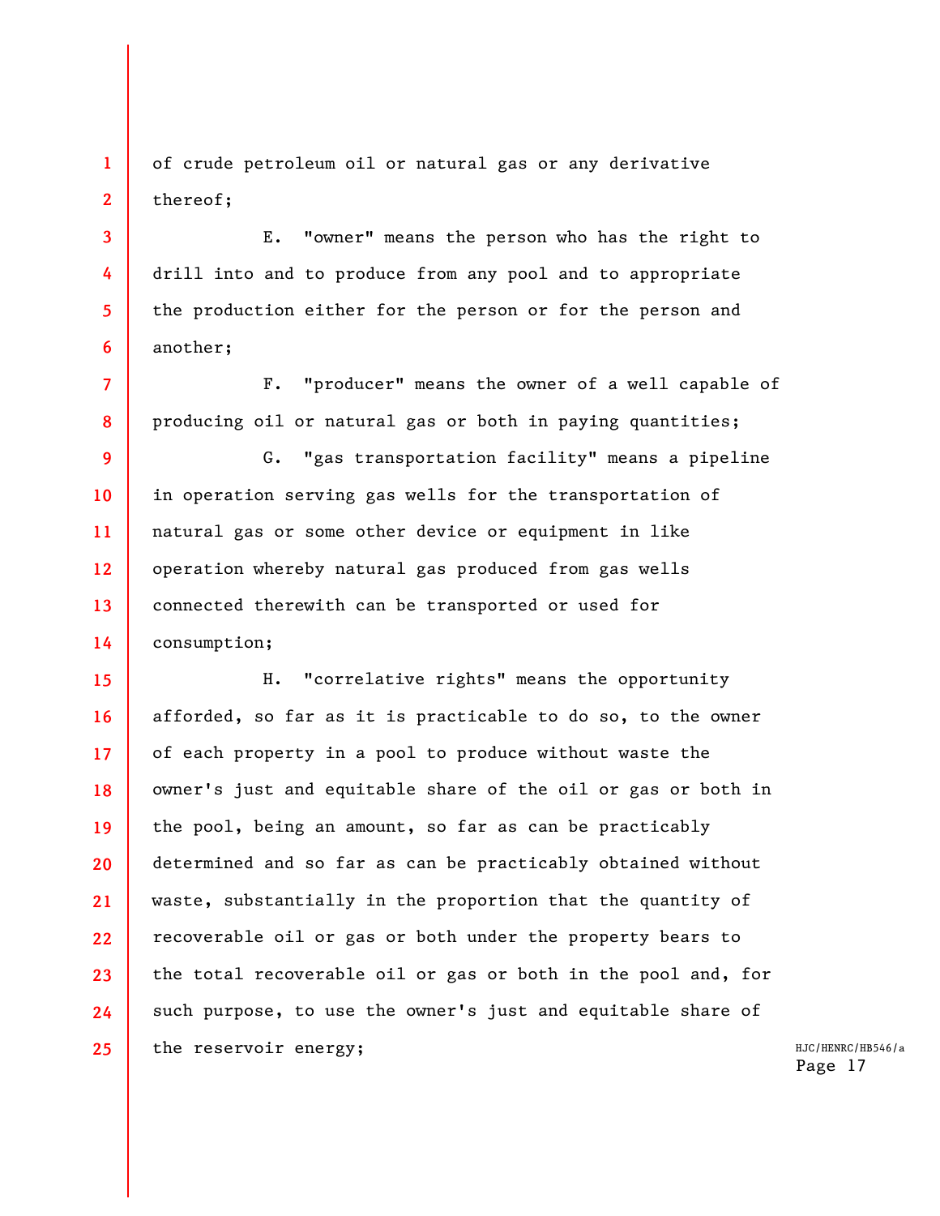of crude petroleum oil or natural gas or any derivative thereof;

E. "owner" means the person who has the right to drill into and to produce from any pool and to appropriate the production either for the person or for the person and another;

F. "producer" means the owner of a well capable of producing oil or natural gas or both in paying quantities;

G. "gas transportation facility" means a pipeline in operation serving gas wells for the transportation of natural gas or some other device or equipment in like operation whereby natural gas produced from gas wells connected therewith can be transported or used for consumption;

H. "correlative rights" means the opportunity afforded, so far as it is practicable to do so, to the owner of each property in a pool to produce without waste the owner's just and equitable share of the oil or gas or both in the pool, being an amount, so far as can be practically determined and so far as can be practicably obtained without waste, substantially in the proportion that the quantity of recoverable oil or gas or both under the property bears to the total recoverable oil or gas or both in the pool and, for such purpose, to use the owner's just and equitable share of the reservoir energy;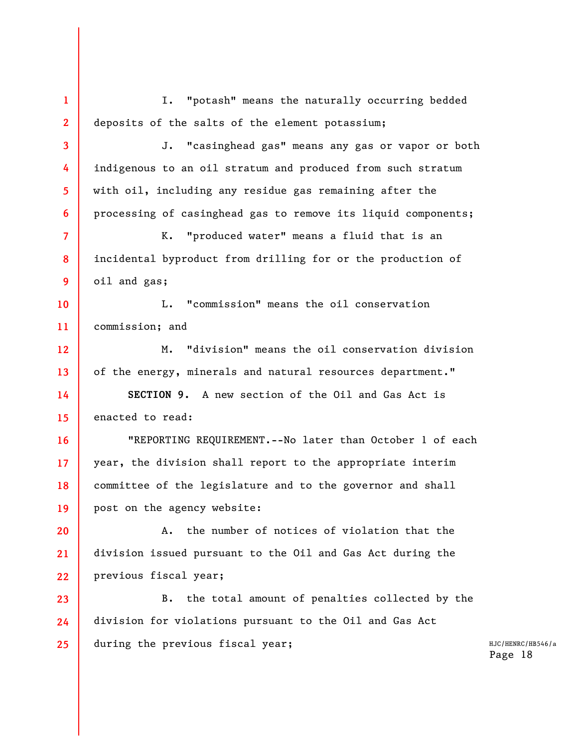I. "potash" means the naturally occurring bedded deposits of the salts of the element potassium;

J. "casinghead gas" means any gas or vapor or both indigenous to an oil stratum and produced from such stratum with oil, including any residue gas remaining after the processing of casinghead gas to remove its liquid components;

K. "produced water" means a fluid that is an incidental byproduct from drilling for or the production of oil and gas;

L. "commission" means the oil conservation commission; and

M. "division" means the oil conservation division of the energy, minerals and natural resources department."

**SECTION 9.** A new section of the Oil and Gas Act is enacted to read:

"REPORTING REQUIREMENT.--No later than October 1 of each year, the division shall report to the appropriate interim committee of the legislature and to the governor and shall post on the agency website:

A. the number of notices of violation that the division issued pursuant to the Oil and Gas Act during the previous fiscal year;

B. the total amount of penalties collected by the division for violations pursuant to the Oil and Gas Act during the previous fiscal year;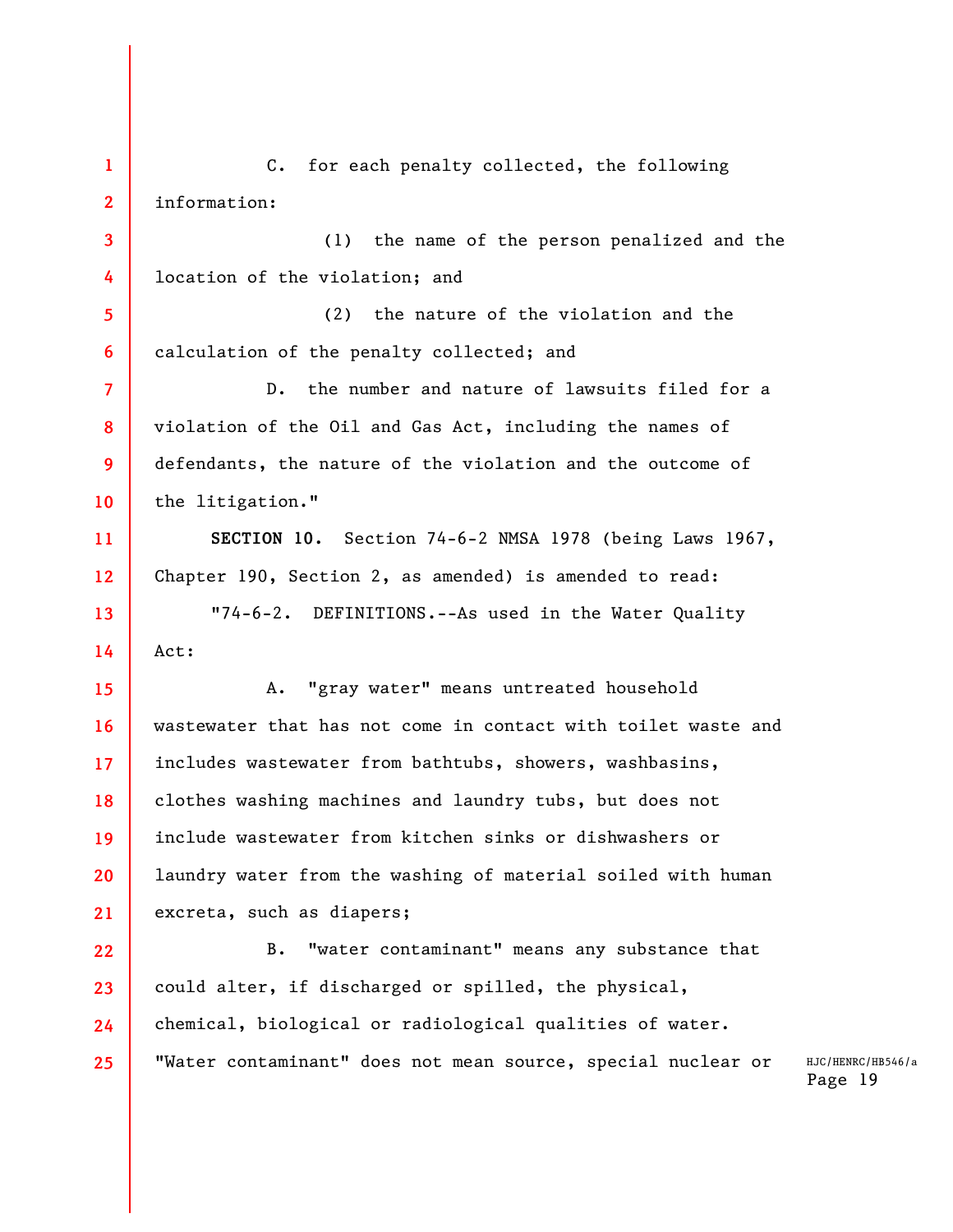C. for each penalty collected, the following information:

(1) the name of the person penalized and the location of the violation; and

(2) the nature of the violation and the calculation of the penalty collected; and

D. the number and nature of lawsuits filed for a violation of the Oil and Gas Act, including the names of defendants, the nature of the violation and the outcome of the litigation."

**SECTION 10.** Section 74-6-2 NMSA 1978 (being Laws 1967, Chapter 190, Section 2, as amended) is amended to read:

"74-6-2. DEFINITIONS.--As used in the Water Quality Act:

A. "gray water" means untreated household wastewater that has not come in contact with toilet waste and includes wastewater from bathtubs, showers, washbasins, clothes washing machines and laundry tubs, but does not include wastewater from kitchen sinks or dishwashers or laundry water from the washing of material soiled with human excreta, such as diapers;

B. "water contaminant" means any substance that could alter, if discharged or spilled, the physical, chemical, biological or radiological qualities of water. "Water contaminant" does not mean source, special nuclear or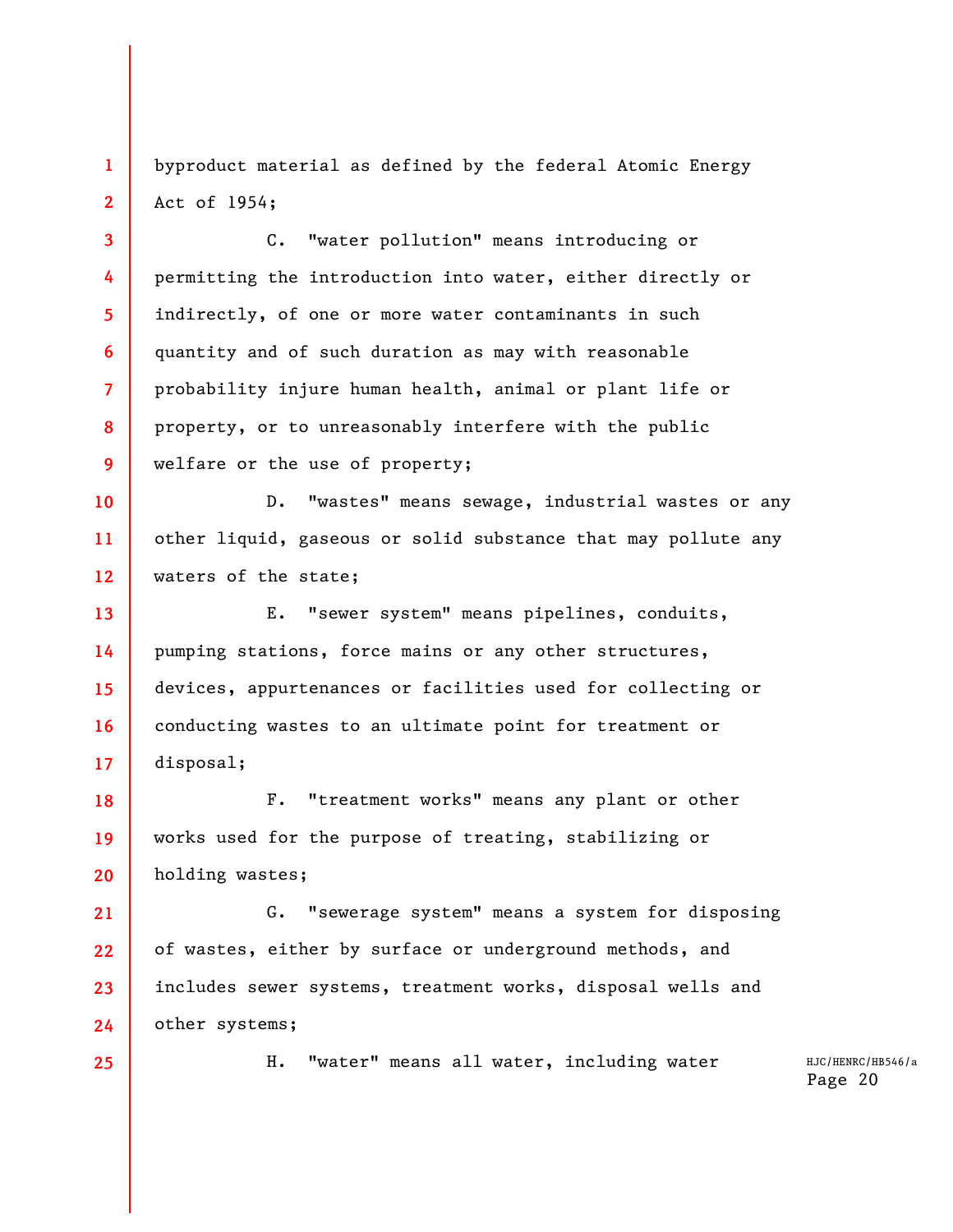byproduct material as defined by the federal Atomic Energy Act of 1954;

C. "water pollution" means introducing or permitting the introduction into water, either directly or indirectly, of one or more water contaminants in such quantity and of such duration as may with reasonable probability injure human health, animal or plant life or property, or to unreasonably interfere with the public welfare or the use of property;

D. "wastes" means sewage, industrial wastes or any other liquid, gaseous or solid substance that may pollute any waters of the state;

E. "sewer system" means pipelines, conduits, pumping stations, force mains or any other structures, devices, appurtenances or facilities used for collecting or conducting wastes to an ultimate point for treatment or disposal;

F. "treatment works" means any plant or other works used for the purpose of treating, stabilizing or holding wastes;

G. "sewerage system" means a system for disposing of wastes, either by surface or underground methods, and includes sewer systems, treatment works, disposal wells and other systems;

H. "water" means all water, including water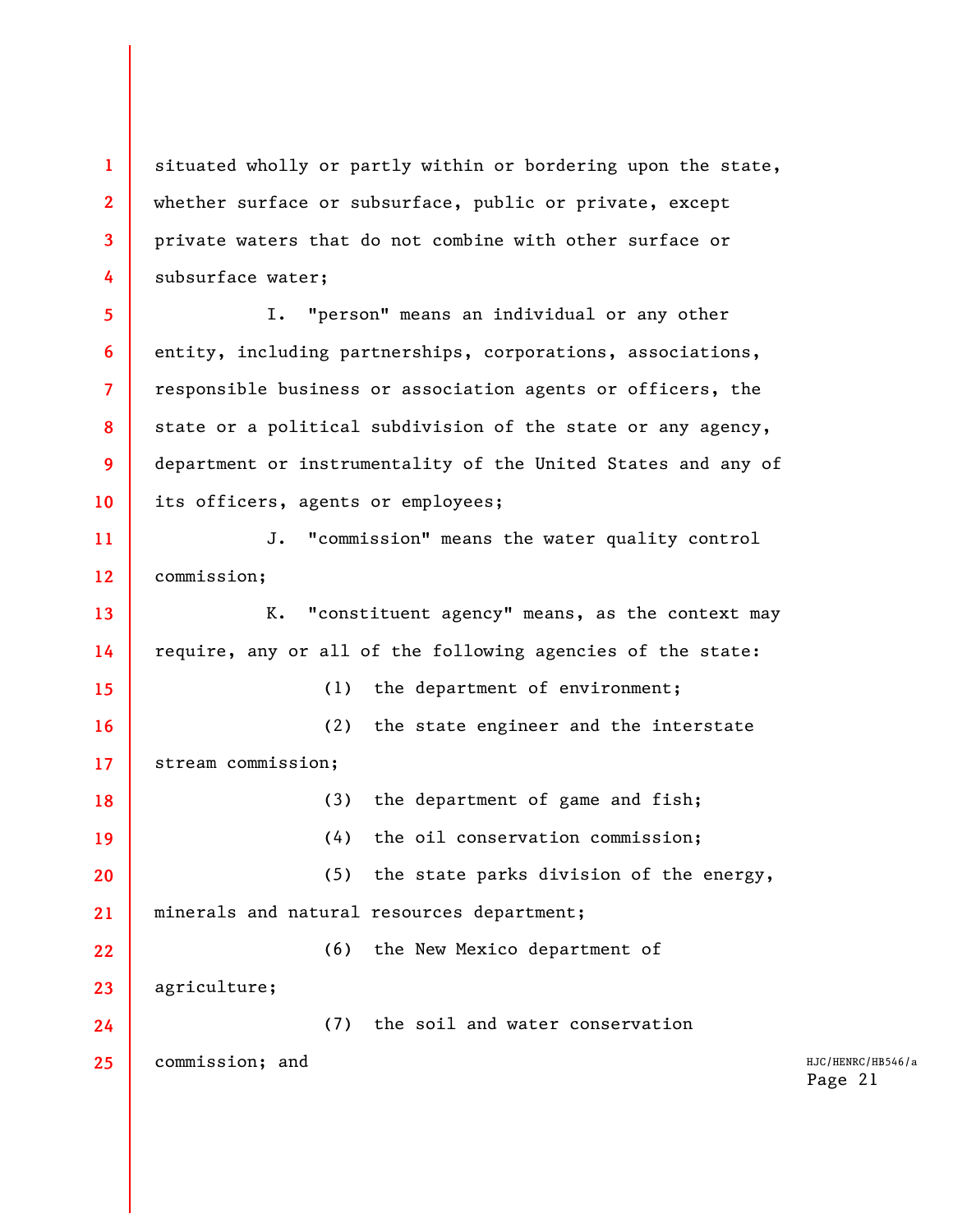situated wholly or partly within or bordering upon the state, whether surface or subsurface, public or private, except private waters that do not combine with other surface or subsurface water;

I. "person" means an individual or any other entity, including partnerships, corporations, associations, responsible business or association agents or officers, the state or a political subdivision of the state or any agency, department or instrumentality of the United States and any of its officers, agents or employees;

J. "commission" means the water quality control commission;

K. "constituent agency" means, as the context may require, any or all of the following agencies of the state:

(1) the department of environment;

(2) the state engineer and the interstate stream commission;

(3) the department of game and fish;

(4) the oil conservation commission;

(5) the state parks division of the energy, minerals and natural resources department;

(6) the New Mexico department of agriculture;

(7) the soil and water conservation commission; and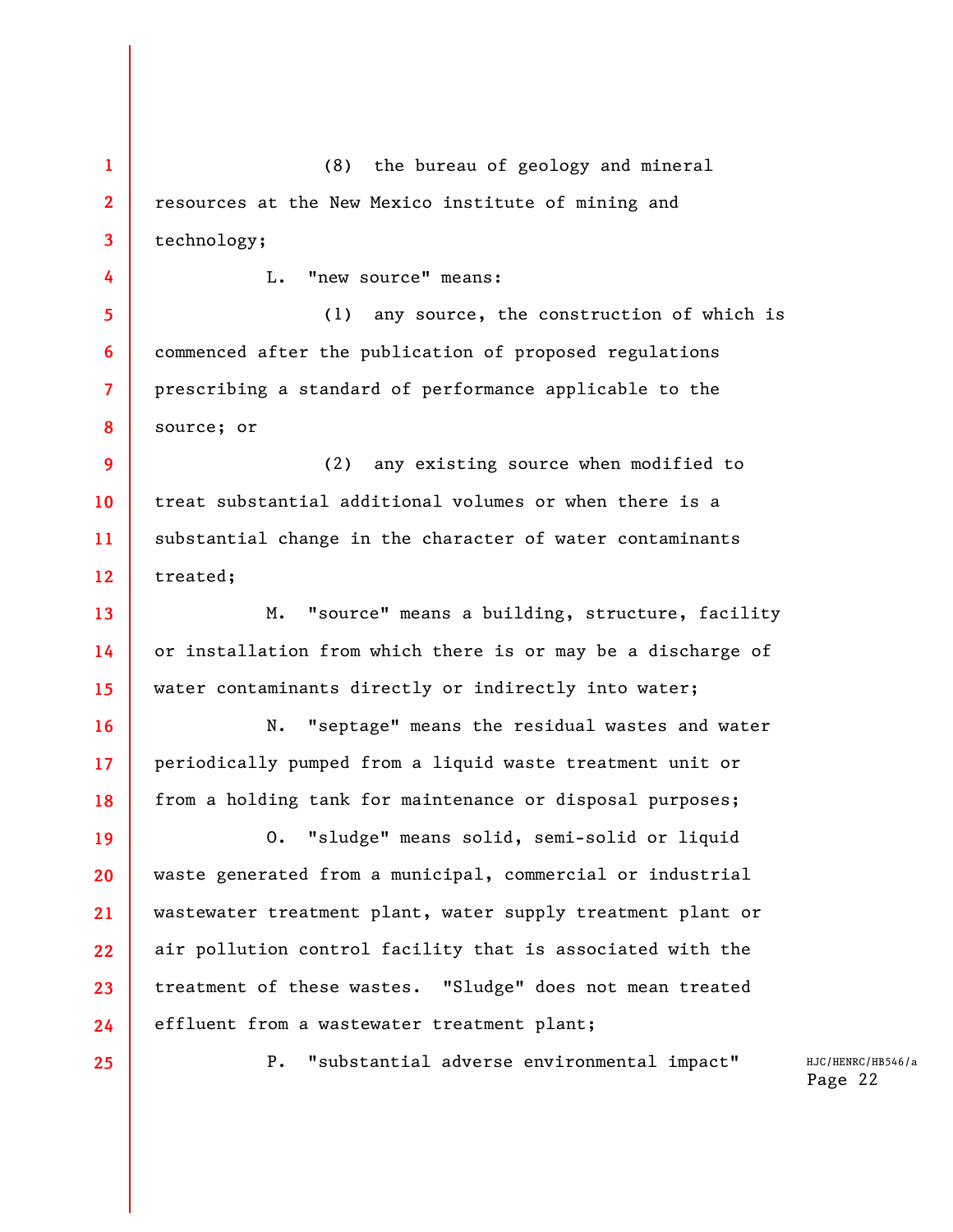(8) the bureau of geology and mineral resources at the New Mexico institute of mining and technology;

L. "new source" means:

(1) any source, the construction of which is commenced after the publication of proposed regulations prescribing a standard of performance applicable to the source; or

(2) any existing source when modified to treat substantial additional volumes or when there is a substantial change in the character of water contaminants treated;

M. "source" means a building, structure, facility or installation from which there is or may be a discharge of water contaminants directly or indirectly into water;

N. "septage" means the residual wastes and water periodically pumped from a liquid waste treatment unit or from a holding tank for maintenance or disposal purposes;

O. "sludge" means solid, semi-solid or liquid waste generated from a municipal, commercial or industrial wastewater treatment plant, water supply treatment plant or air pollution control facility that is associated with the treatment of these wastes. "Sludge" does not mean treated effluent from a wastewater treatment plant;

P. "substantial adverse environmental impact"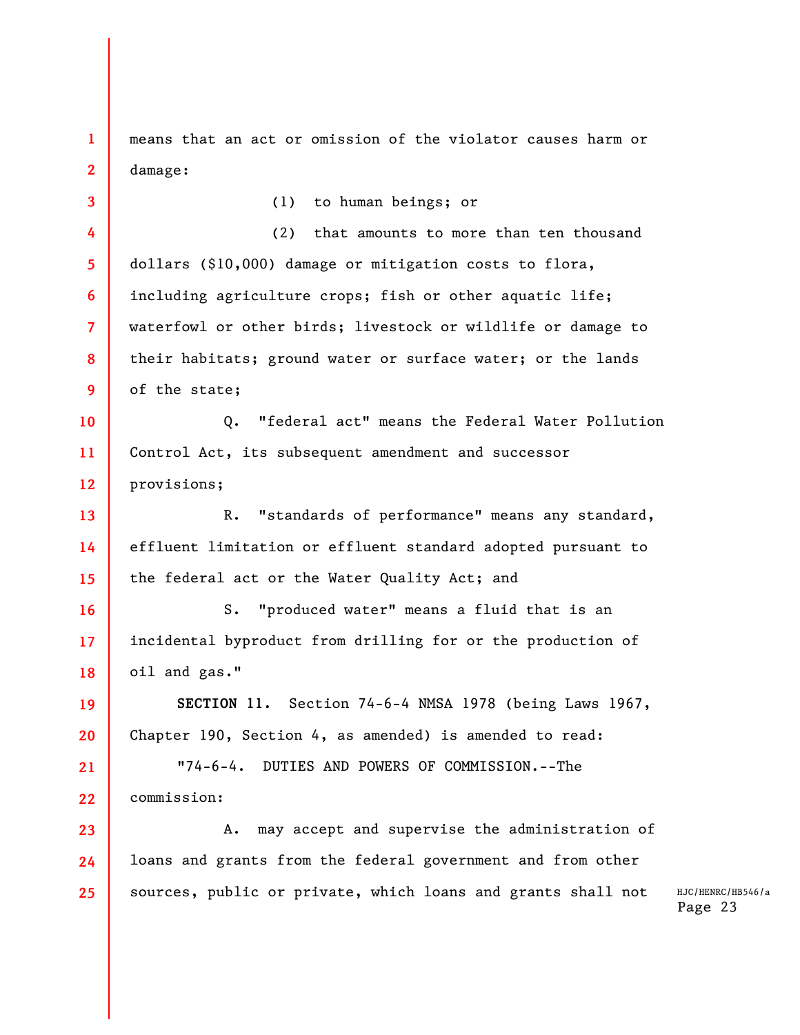means that an act or omission of the violator causes harm or damage:

(1) to human beings; or

(2) that amounts to more than ten thousand dollars ($10,000) damage or mitigation costs to flora, including agriculture crops; fish or other aquatic life; waterfowl or other birds; livestock or wildlife or damage to their habitats; ground water or surface water; or the lands of the state;

Q. "federal act" means the Federal Water Pollution Control Act, its subsequent amendment and successor provisions;

R. "standards of performance" means any standard, effluent limitation or effluent standard adopted pursuant to the federal act or the Water Quality Act; and

S. "produced water" means a fluid that is an incidental byproduct from drilling for or the production of oil and gas."

**SECTION 11.** Section 74-6-4 NMSA 1978 (being Laws 1967, Chapter 190, Section 4, as amended) is amended to read:

"74-6-4. DUTIES AND POWERS OF COMMISSION.--The commission:

A. may accept and supervise the administration of loans and grants from the federal government and from other sources, public or private, which loans and grants shall not

HJC/HENRC/HB546/a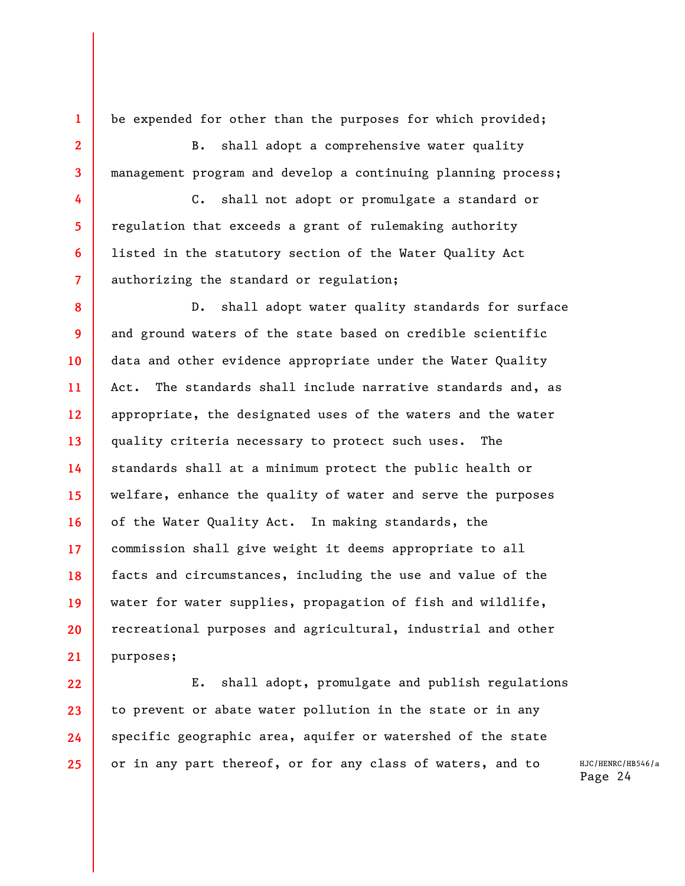be expended for other than the purposes for which provided;

B. shall adopt a comprehensive water quality management program and develop a continuing planning process;

C. shall not adopt or promulgate a standard or regulation that exceeds a grant of rulemaking authority listed in the statutory section of the Water Quality Act authorizing the standard or regulation;

D. shall adopt water quality standards for surface and ground waters of the state based on credible scientific data and other evidence appropriate under the Water Quality Act. The standards shall include narrative standards and, as appropriate, the designated uses of the waters and the water quality criteria necessary to protect such uses. The standards shall at a minimum protect the public health or welfare, enhance the quality of water and serve the purposes of the Water Quality Act. In making standards, the commission shall give weight it deems appropriate to all facts and circumstances, including the use and value of the water for water supplies, propagation of fish and wildlife, recreational purposes and agricultural, industrial and other purposes;

E. shall adopt, promulgate and publish regulations to prevent or abate water pollution in the state or in any specific geographic area, aquifer or watershed of the state or in any part thereof, or for any class of waters, and to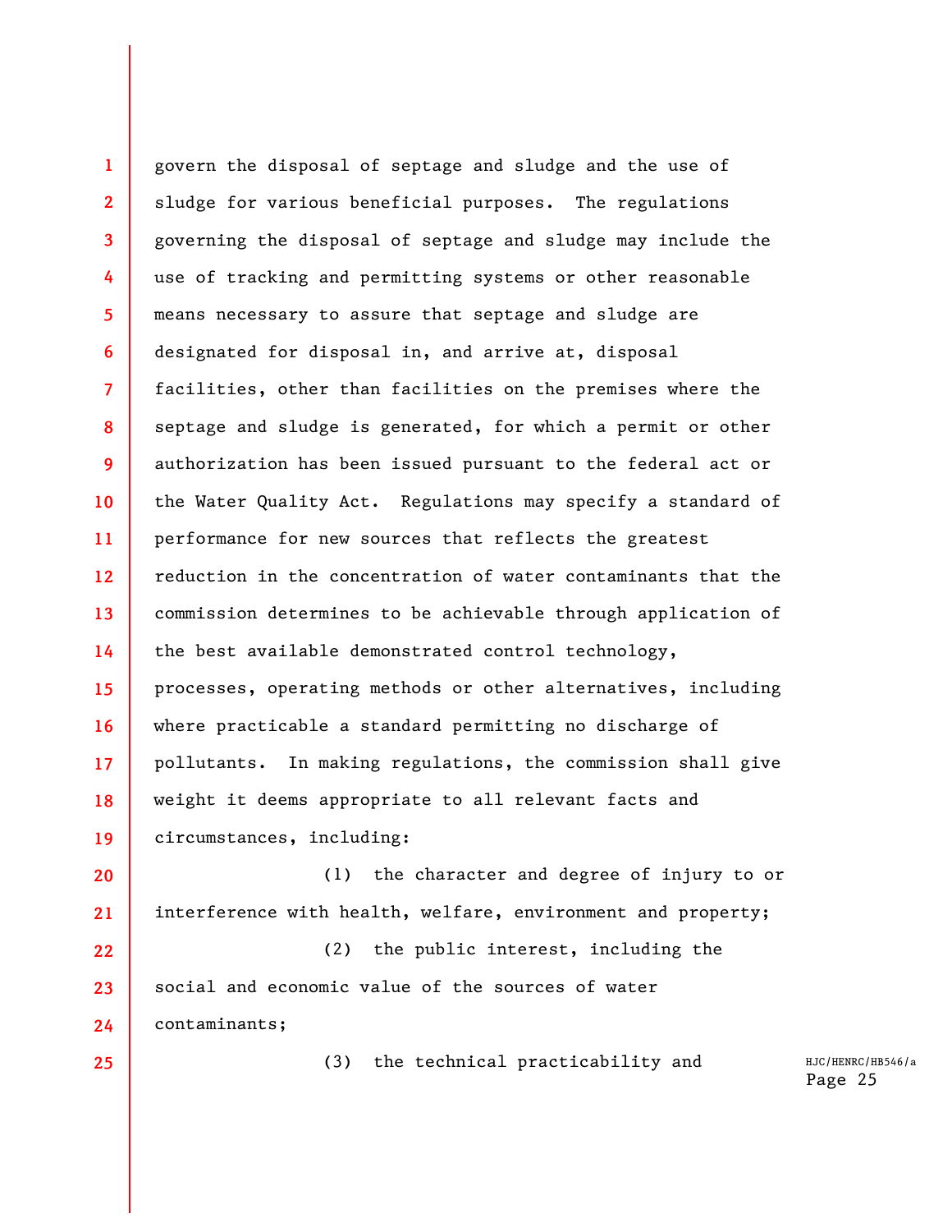govern the disposal of septage and sludge and the use of sludge for various beneficial purposes. The regulations governing the disposal of septage and sludge may include the use of tracking and permitting systems or other reasonable means necessary to assure that septage and sludge are designated for disposal in, and arrive at, disposal facilities, other than facilities on the premises where the septage and sludge is generated, for which a permit or other authorization has been issued pursuant to the federal act or the Water Quality Act. Regulations may specify a standard of performance for new sources that reflects the greatest reduction in the concentration of water contaminants that the commission determines to be achievable through application of the best available demonstrated control technology, processes, operating methods or other alternatives, including where practicable a standard permitting no discharge of pollutants. In making regulations, the commission shall give weight it deems appropriate to all relevant facts and circumstances, including:

(1) the character and degree of injury to or interference with health, welfare, environment and property;

(2) the public interest, including the social and economic value of the sources of water contaminants;

(3) the technical practicability and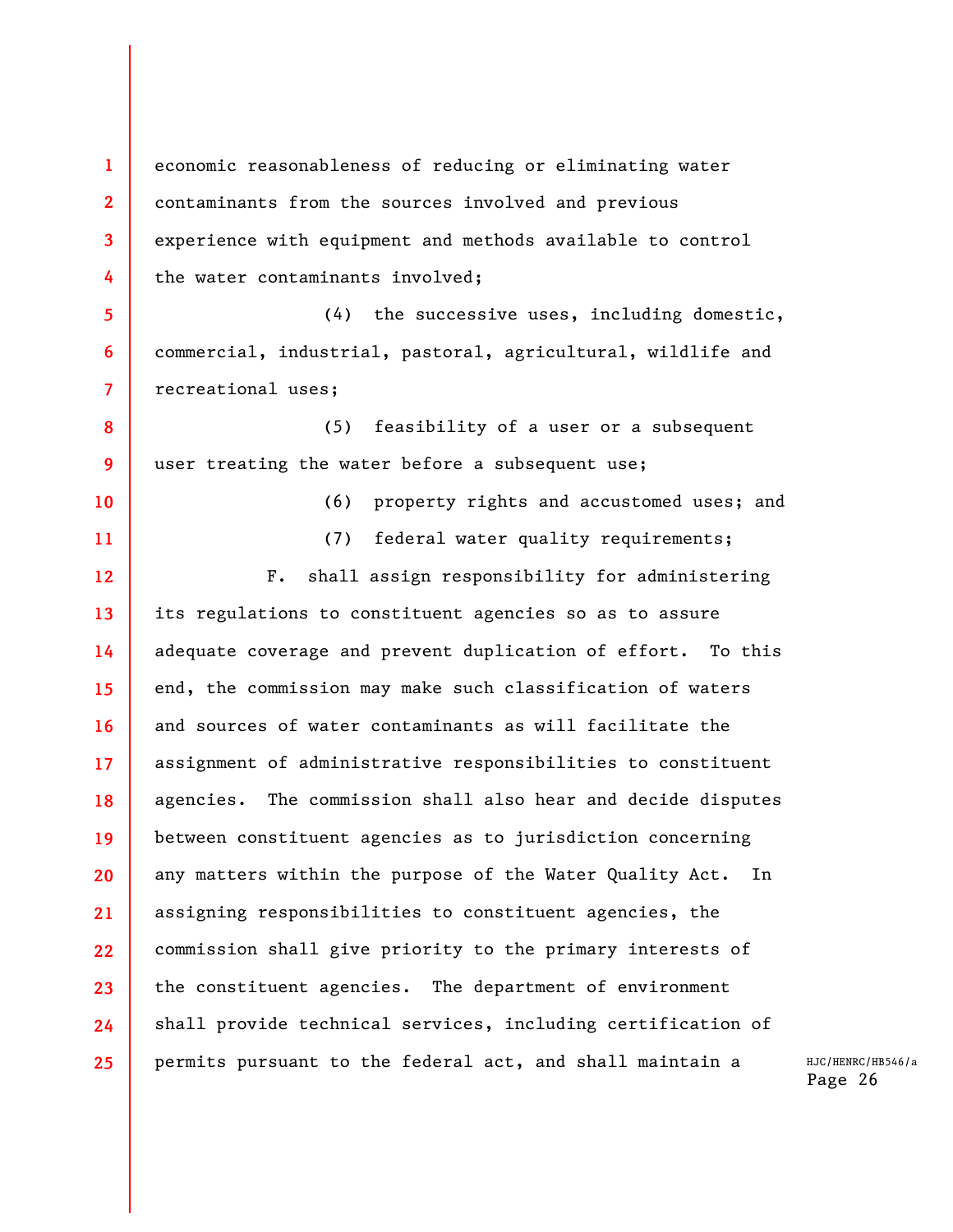economic reasonableness of reducing or eliminating water contaminants from the sources involved and previous experience with equipment and methods available to control the water contaminants involved;

(4) the successive uses, including domestic, commercial, industrial, pastoral, agricultural, wildlife and recreational uses;

(5) feasibility of a user or a subsequent user treating the water before a subsequent use;

(6) property rights and accustomed uses; and

(7) federal water quality requirements;

F. shall assign responsibility for administering its regulations to constituent agencies so as to assure adequate coverage and prevent duplication of effort. To this end, the commission may make such classification of waters and sources of water contaminants as will facilitate the assignment of administrative responsibilities to constituent agencies. The commission shall also hear and decide disputes between constituent agencies as to jurisdiction concerning any matters within the purpose of the Water Quality Act. In assigning responsibilities to constituent agencies, the commission shall give priority to the primary interests of the constituent agencies. The department of environment shall provide technical services, including certification of permits pursuant to the federal act, and shall maintain a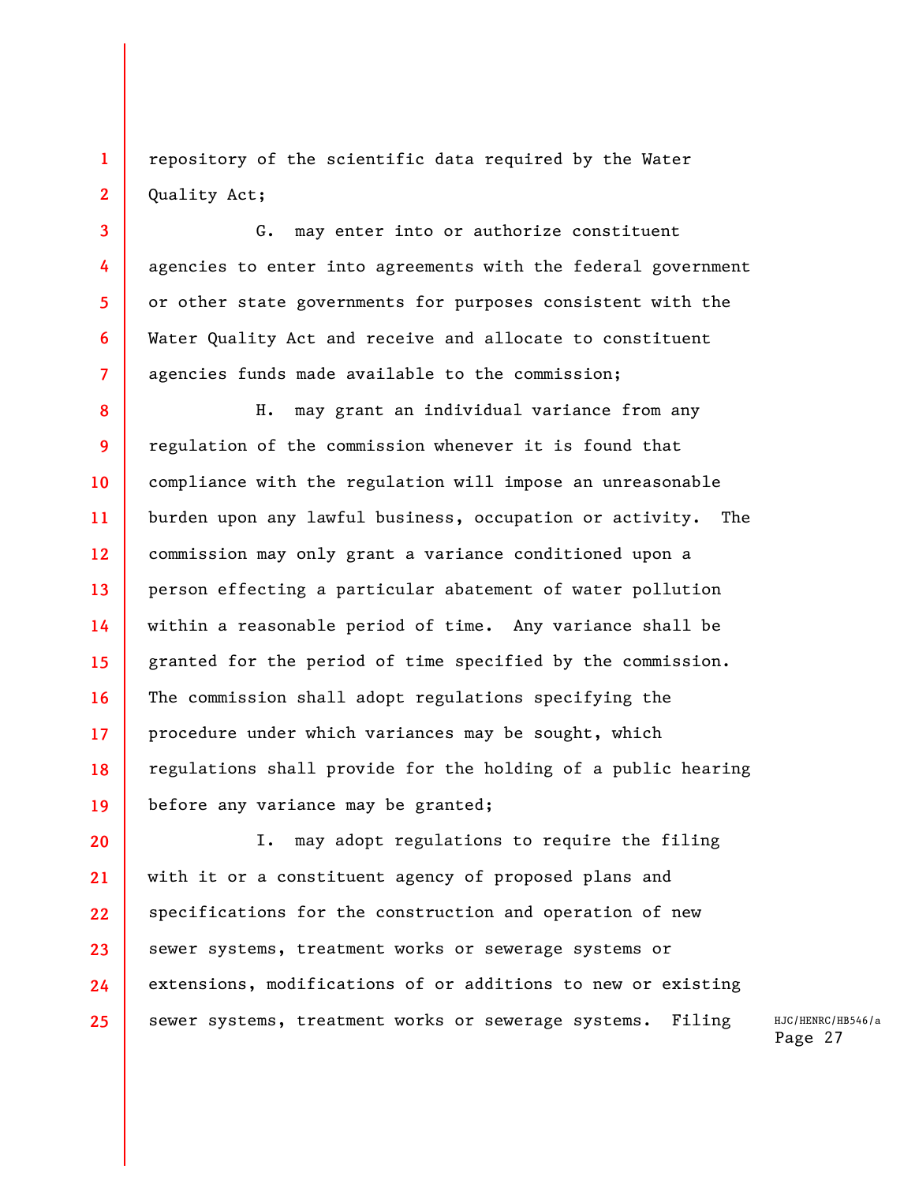repository of the scientific data required by the Water Quality Act;

G. may enter into or authorize constituent agencies to enter into agreements with the federal government or other state governments for purposes consistent with the Water Quality Act and receive and allocate to constituent agencies funds made available to the commission;

H. may grant an individual variance from any regulation of the commission whenever it is found that compliance with the regulation will impose an unreasonable burden upon any lawful business, occupation or activity. The commission may only grant a variance conditioned upon a person effecting a particular abatement of water pollution within a reasonable period of time. Any variance shall be granted for the period of time specified by the commission. The commission shall adopt regulations specifying the procedure under which variances may be sought, which regulations shall provide for the holding of a public hearing before any variance may be granted;

I. may adopt regulations to require the filing with it or a constituent agency of proposed plans and specifications for the construction and operation of new sewer systems, treatment works or sewerage systems or extensions, modifications of or additions to new or existing sewer systems, treatment works or sewerage systems. Filing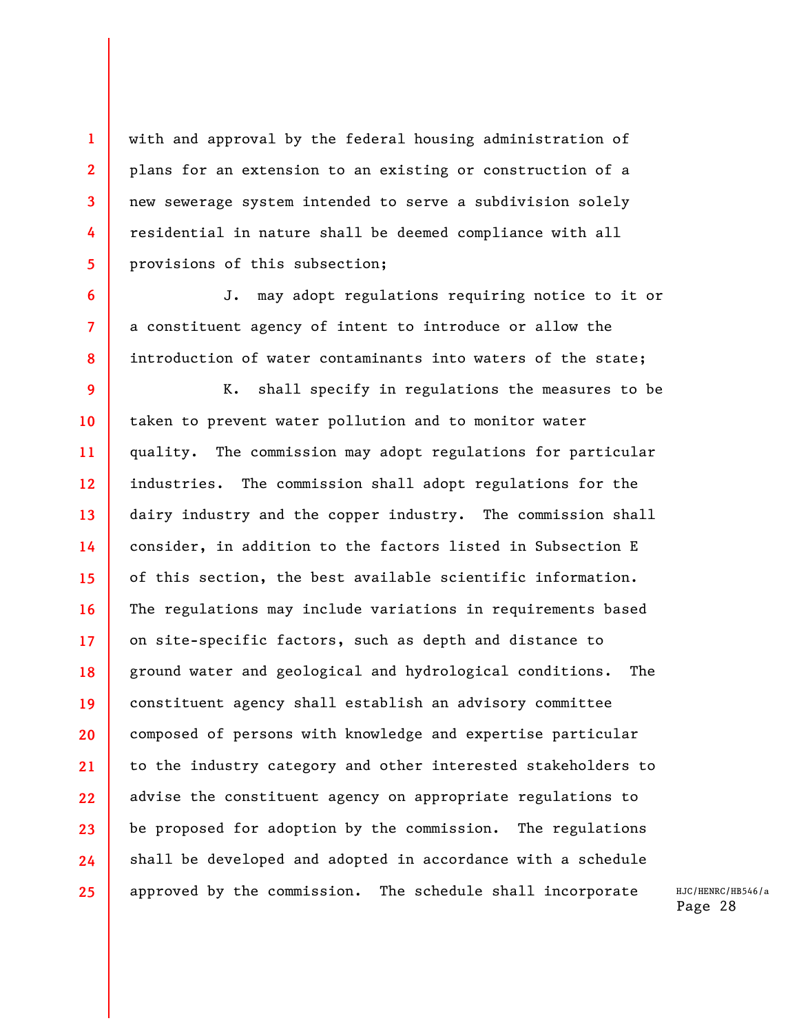with and approval by the federal housing administration of plans for an extension to an existing or construction of a new sewerage system intended to serve a subdivision solely residential in nature shall be deemed compliance with all provisions of this subsection;

J. may adopt regulations requiring notice to it or a constituent agency of intent to introduce or allow the introduction of water contaminants into waters of the state;

K. shall specify in regulations the measures to be taken to prevent water pollution and to monitor water quality. The commission may adopt regulations for particular industries. The commission shall adopt regulations for the dairy industry and the copper industry. The commission shall consider, in addition to the factors listed in Subsection E of this section, the best available scientific information. The regulations may include variations in requirements based on site-specific factors, such as depth and distance to ground water and geological and hydrological conditions. The constituent agency shall establish an advisory committee composed of persons with knowledge and expertise particular to the industry category and other interested stakeholders to advise the constituent agency on appropriate regulations to be proposed for adoption by the commission. The regulations shall be developed and adopted in accordance with a schedule approved by the commission. The schedule shall incorporate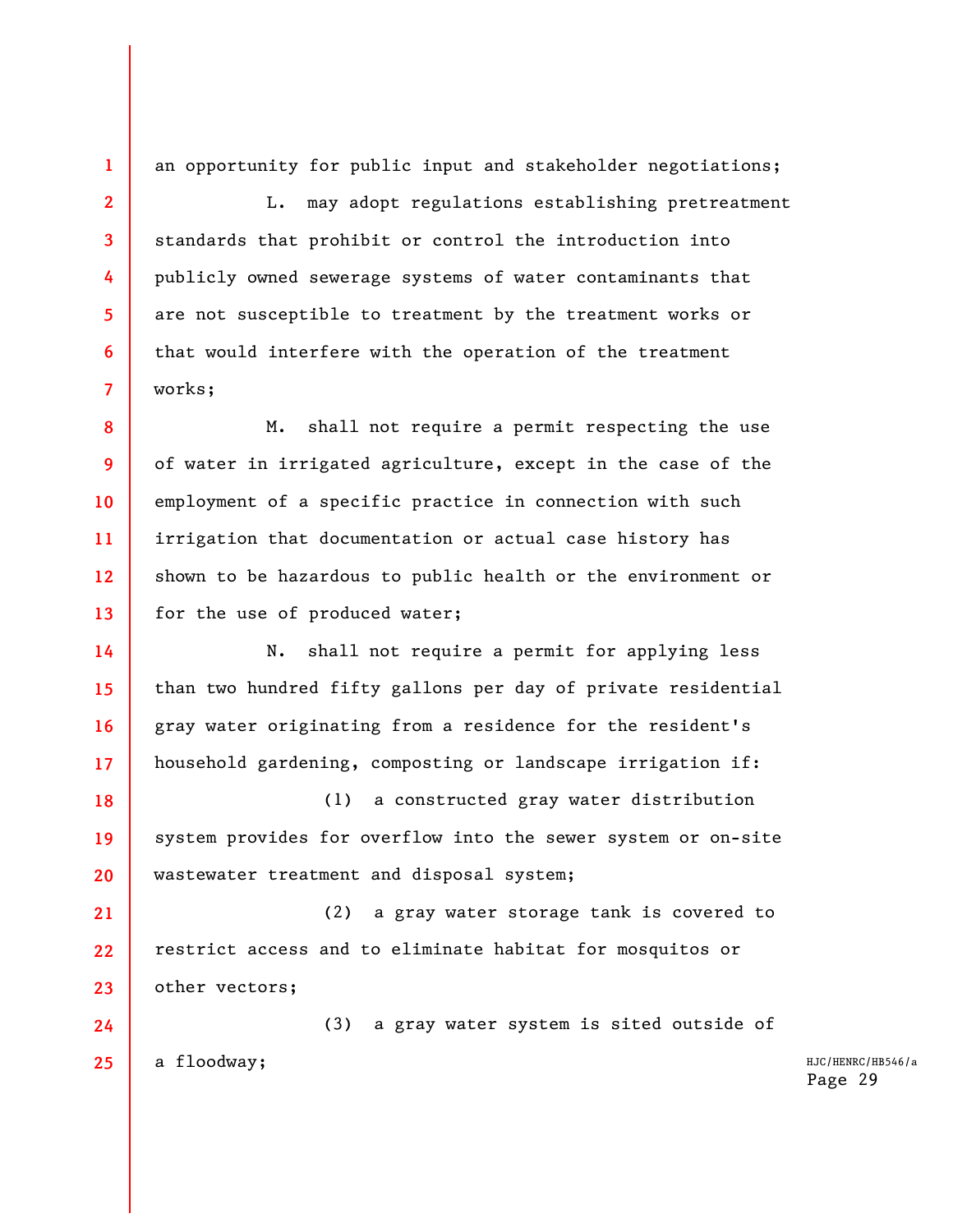an opportunity for public input and stakeholder negotiations;

L. may adopt regulations establishing pretreatment standards that prohibit or control the introduction into publicly owned sewerage systems of water contaminants that are not susceptible to treatment by the treatment works or that would interfere with the operation of the treatment works;

M. shall not require a permit respecting the use of water in irrigated agriculture, except in the case of the employment of a specific practice in connection with such irrigation that documentation or actual case history has shown to be hazardous to public health or the environment or for the use of produced water;

N. shall not require a permit for applying less than two hundred fifty gallons per day of private residential gray water originating from a residence for the resident's household gardening, composting or landscape irrigation if:

(1) a constructed gray water distribution system provides for overflow into the sewer system or on-site wastewater treatment and disposal system;

(2) a gray water storage tank is covered to restrict access and to eliminate habitat for mosquitos or other vectors;

(3) a gray water system is sited outside of a floodway;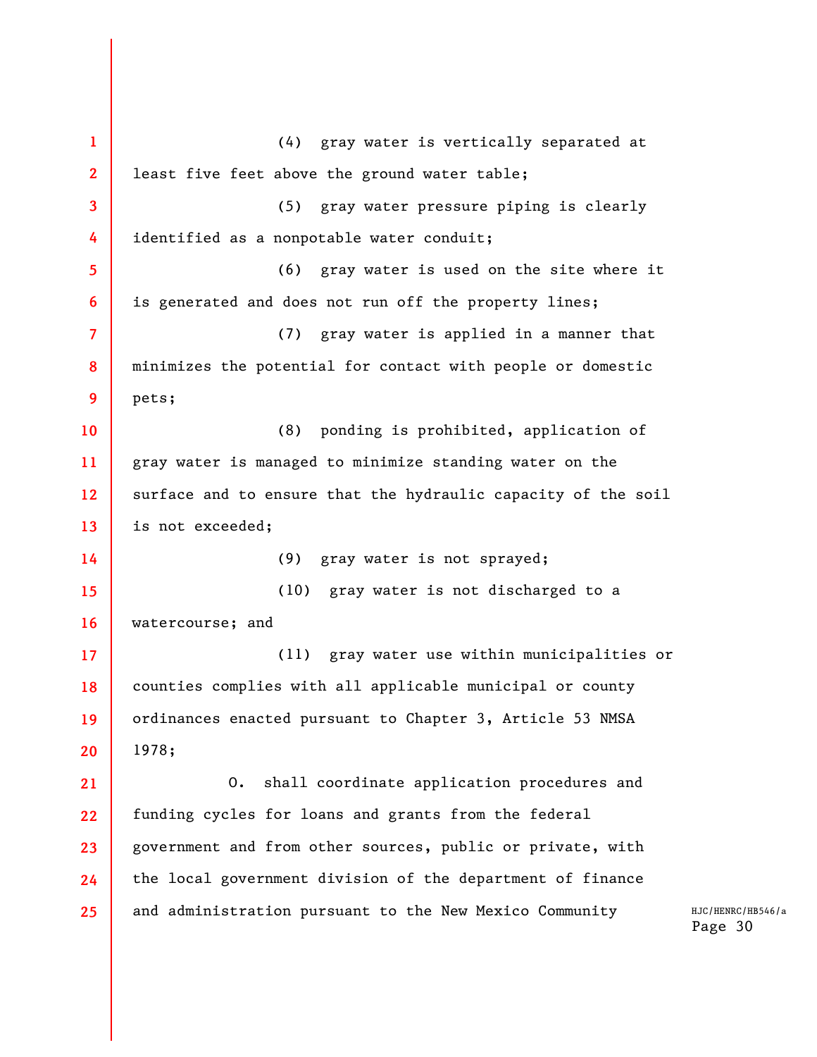(4) gray water is vertically separated at least five feet above the ground water table;

(5) gray water pressure piping is clearly identified as a nonpotable water conduit;

(6) gray water is used on the site where it is generated and does not run off the property lines;

(7) gray water is applied in a manner that minimizes the potential for contact with people or domestic pets;

(8) ponding is prohibited, application of gray water is managed to minimize standing water on the surface and to ensure that the hydraulic capacity of the soil is not exceeded;

(9) gray water is not sprayed;

(10) gray water is not discharged to a watercourse; and

(11) gray water use within municipalities or counties complies with all applicable municipal or county ordinances enacted pursuant to Chapter 3, Article 53 NMSA 1978;

O. shall coordinate application procedures and funding cycles for loans and grants from the federal government and from other sources, public or private, with the local government division of the department of finance and administration pursuant to the New Mexico Community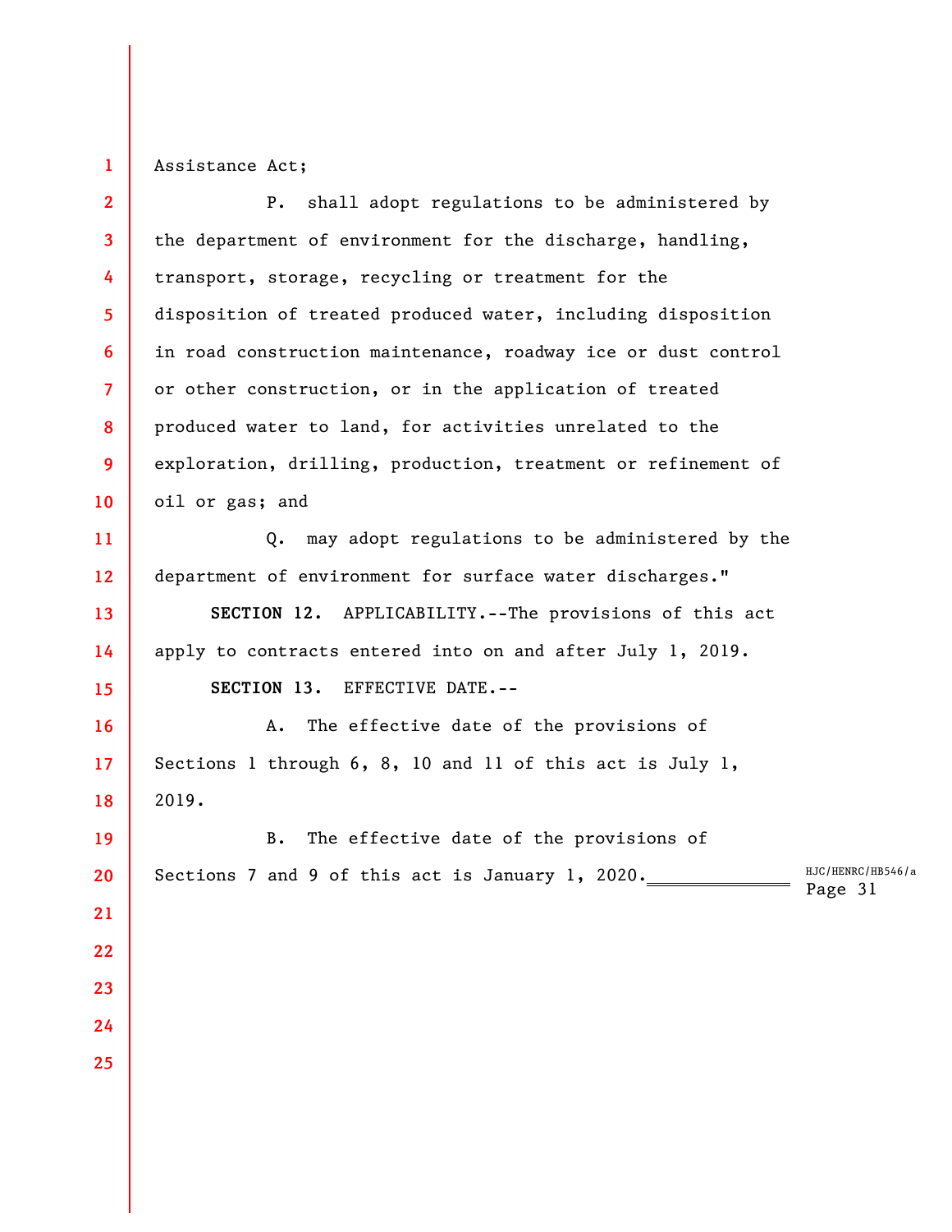Assistance Act;

P. shall adopt regulations to be administered by the department of environment for the discharge, handling, transport, storage, recycling or treatment for the disposition of treated produced water, including disposition in road construction maintenance, roadway ice or dust control or other construction, or in the application of treated produced water to land, for activities unrelated to the exploration, drilling, production, treatment or refinement of oil or gas; and

Q. may adopt regulations to be administered by the department of environment for surface water discharges."

**SECTION 12.** APPLICABILITY.--The provisions of this act apply to contracts entered into on and after July 1, 2019.

**SECTION 13.** EFFECTIVE DATE.--

A. The effective date of the provisions of Sections 1 through 6, 8, 10 and 11 of this act is July 1, 2019.

B. The effective date of the provisions of Sections 7 and 9 of this act is January 1, 2020.

HJC/HENRC/HB546/a